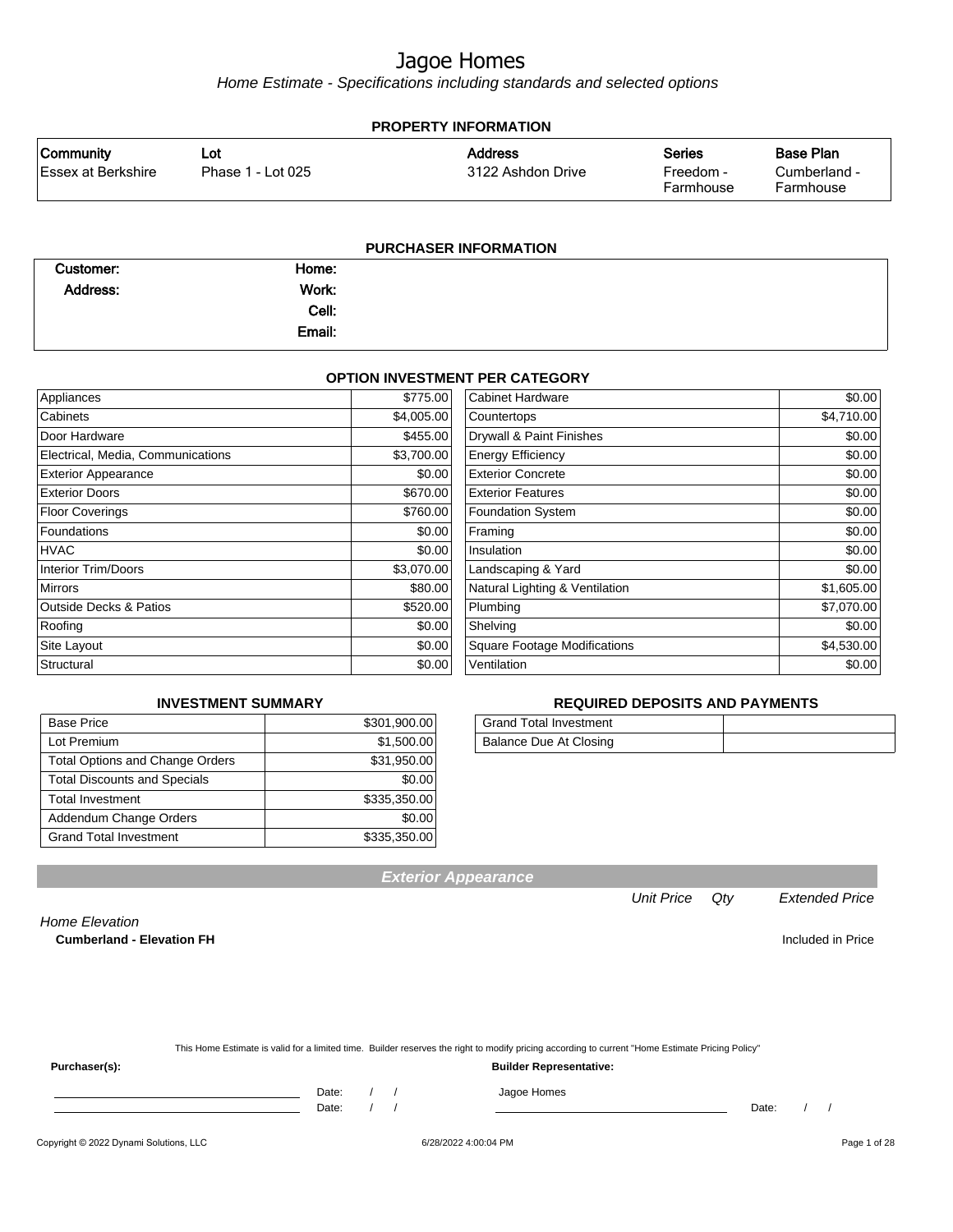# Jagoe Homes

*Home Estimate - Specifications including standards and selected options*

## PROPERTY INFORMATION

| Community | Lot | Address | Series | Base Plan |
|---|---|---|---|---|
| Essex at Berkshire | Phase 1 - Lot 025 | 3122 Ashdon Drive | Freedom - Farmhouse | Cumberland - Farmhouse |

## PURCHASER INFORMATION

| | | | |
|---|---|---|---|
| **Customer:** | | **Home:** | |
| **Address:** | | **Work:** | |
| | | **Cell:** | |
| | | **Email:** | |

## OPTION INVESTMENT PER CATEGORY

| Category | Amount | Category | Amount |
|---|---|---|---|
| Appliances | $775.00 | Cabinet Hardware | $0.00 |
| Cabinets | $4,005.00 | Countertops | $4,710.00 |
| Door Hardware | $455.00 | Drywall & Paint Finishes | $0.00 |
| Electrical, Media, Communications | $3,700.00 | Energy Efficiency | $0.00 |
| Exterior Appearance | $0.00 | Exterior Concrete | $0.00 |
| Exterior Doors | $670.00 | Exterior Features | $0.00 |
| Floor Coverings | $760.00 | Foundation System | $0.00 |
| Foundations | $0.00 | Framing | $0.00 |
| HVAC | $0.00 | Insulation | $0.00 |
| Interior Trim/Doors | $3,070.00 | Landscaping & Yard | $0.00 |
| Mirrors | $80.00 | Natural Lighting & Ventilation | $1,605.00 |
| Outside Decks & Patios | $520.00 | Plumbing | $7,070.00 |
| Roofing | $0.00 | Shelving | $0.00 |
| Site Layout | $0.00 | Square Footage Modifications | $4,530.00 |
| Structural | $0.00 | Ventilation | $0.00 |

## INVESTMENT SUMMARY

| | |
|---|---|
| Base Price | $301,900.00 |
| Lot Premium | $1,500.00 |
| Total Options and Change Orders | $31,950.00 |
| Total Discounts and Specials | $0.00 |
| Total Investment | $335,350.00 |
| Addendum Change Orders | $0.00 |
| Grand Total Investment | $335,350.00 |

## REQUIRED DEPOSITS AND PAYMENTS

| | |
|---|---|
| Grand Total Investment | |
| Balance Due At Closing | |

## Exterior Appearance

| | Unit Price | Qty | Extended Price |
|---|---|---|---|
| *Home Elevation* | | | |
| **Cumberland - Elevation FH** | | | Included in Price |

This Home Estimate is valid for a limited time. Builder reserves the right to modify pricing according to current "Home Estimate Pricing Policy"

**Purchaser(s):**

\_\_\_\_\_\_\_\_\_\_\_\_\_\_\_\_\_\_\_\_ Date: / /

\_\_\_\_\_\_\_\_\_\_\_\_\_\_\_\_\_\_\_\_ Date: / /

**Builder Representative:**

Jagoe Homes

\_\_\_\_\_\_\_\_\_\_\_\_\_\_\_\_\_\_\_\_ Date: / /

Copyright © 2022 Dynami Solutions, LLC 6/28/2022 4:00:04 PM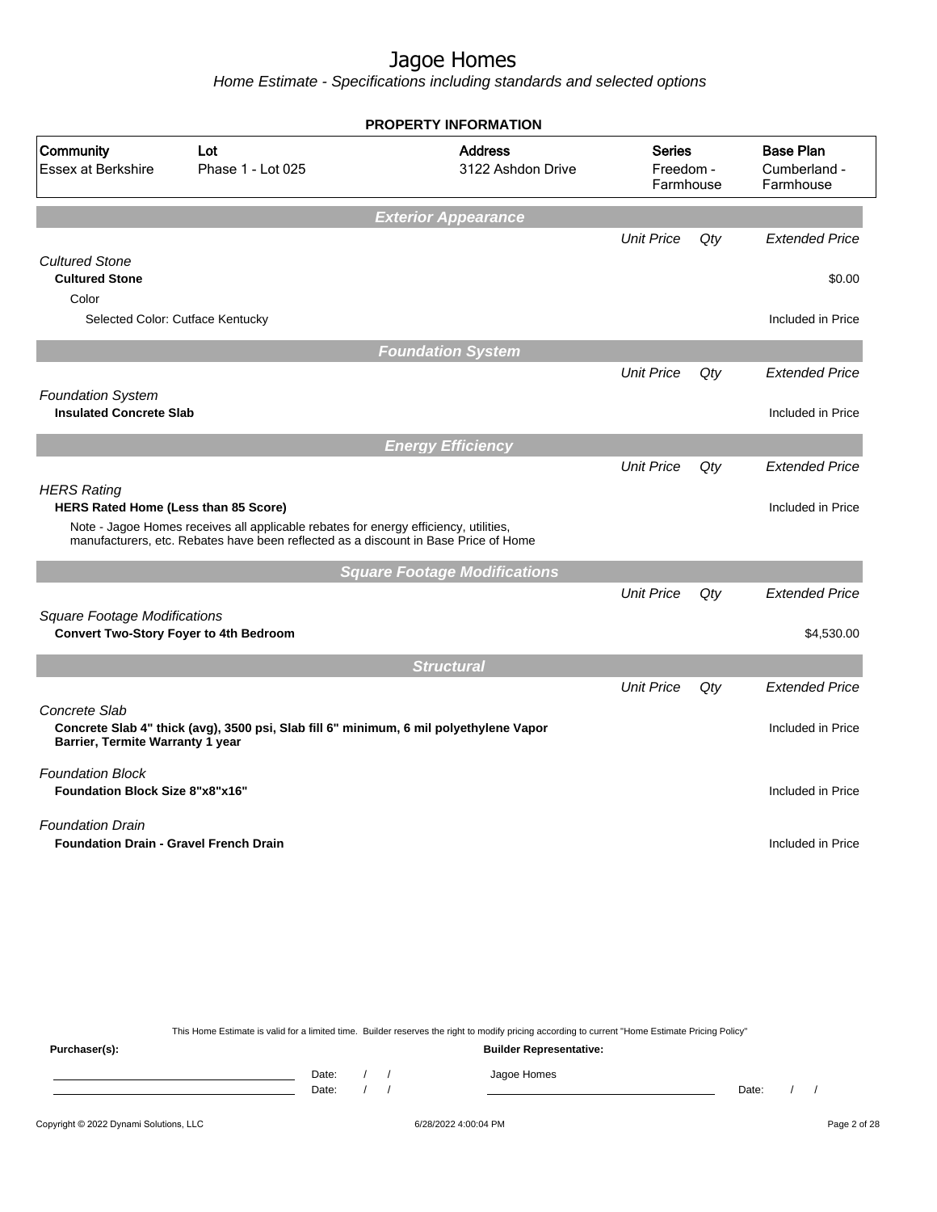# Jagoe Homes

*Home Estimate - Specifications including standards and selected options*

## PROPERTY INFORMATION

| Community | Lot | Address | Series | Base Plan |
|---|---|---|---|---|
| Essex at Berkshire | Phase 1 - Lot 025 | 3122 Ashdon Drive | Freedom - Farmhouse | Cumberland - Farmhouse |

## Exterior Appearance

| | Unit Price | Qty | Extended Price |
|---|---|---|---|
| *Cultured Stone* | | | |
| **Cultured Stone** | | | $0.00 |
| Color | | | |
| Selected Color: Cutface Kentucky | | | Included in Price |

## Foundation System

| | Unit Price | Qty | Extended Price |
|---|---|---|---|
| *Foundation System* | | | |
| **Insulated Concrete Slab** | | | Included in Price |

## Energy Efficiency

| | Unit Price | Qty | Extended Price |
|---|---|---|---|
| *HERS Rating* | | | |
| **HERS Rated Home (Less than 85 Score)** | | | Included in Price |
| Note - Jagoe Homes receives all applicable rebates for energy efficiency, utilities, manufacturers, etc. Rebates have been reflected as a discount in Base Price of Home | | | |

## Square Footage Modifications

| | Unit Price | Qty | Extended Price |
|---|---|---|---|
| *Square Footage Modifications* | | | |
| **Convert Two-Story Foyer to 4th Bedroom** | | | $4,530.00 |

## Structural

| | Unit Price | Qty | Extended Price |
|---|---|---|---|
| *Concrete Slab* | | | |
| **Concrete Slab 4" thick (avg), 3500 psi, Slab fill 6" minimum, 6 mil polyethylene Vapor Barrier, Termite Warranty 1 year** | | | Included in Price |
| *Foundation Block* | | | |
| **Foundation Block Size 8"x8"x16"** | | | Included in Price |
| *Foundation Drain* | | | |
| **Foundation Drain - Gravel French Drain** | | | Included in Price |

This Home Estimate is valid for a limited time. Builder reserves the right to modify pricing according to current "Home Estimate Pricing Policy"

**Purchaser(s):** **Builder Representative:**

Date: / / Jagoe Homes
Date: / / Date: / /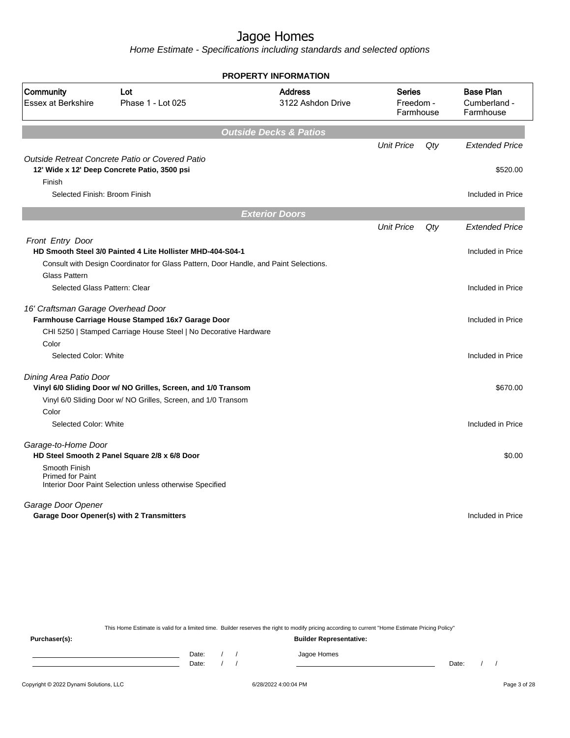# Jagoe Homes

*Home Estimate - Specifications including standards and selected options*

## PROPERTY INFORMATION

| Community | Lot | Address | Series | Base Plan |
|---|---|---|---|---|
| Essex at Berkshire | Phase 1 - Lot 025 | 3122 Ashdon Drive | Freedom - Farmhouse | Cumberland - Farmhouse |

## Outside Decks & Patios

| | Unit Price | Qty | Extended Price |
|---|---|---|---|
| *Outside Retreat Concrete Patio or Covered Patio* | | | |
| **12' Wide x 12' Deep Concrete Patio, 3500 psi** | | | $520.00 |
| Finish | | | |
| Selected Finish: Broom Finish | | | Included in Price |

## Exterior Doors

| | Unit Price | Qty | Extended Price |
|---|---|---|---|
| *Front Entry Door* | | | |
| **HD Smooth Steel 3/0 Painted 4 Lite Hollister MHD-404-S04-1** | | | Included in Price |
| Consult with Design Coordinator for Glass Pattern, Door Handle, and Paint Selections. | | | |
| Glass Pattern | | | |
| Selected Glass Pattern: Clear | | | Included in Price |
| *16' Craftsman Garage Overhead Door* | | | |
| **Farmhouse Carriage House Stamped 16x7 Garage Door** | | | Included in Price |
| CHI 5250 \| Stamped Carriage House Steel \| No Decorative Hardware | | | |
| Color | | | |
| Selected Color: White | | | Included in Price |
| *Dining Area Patio Door* | | | |
| **Vinyl 6/0 Sliding Door w/ NO Grilles, Screen, and 1/0 Transom** | | | $670.00 |
| Vinyl 6/0 Sliding Door w/ NO Grilles, Screen, and 1/0 Transom | | | |
| Color | | | |
| Selected Color: White | | | Included in Price |
| *Garage-to-Home Door* | | | |
| **HD Steel Smooth 2 Panel Square 2/8 x 6/8 Door** | | | $0.00 |
| Smooth Finish<br>Primed for Paint<br>Interior Door Paint Selection unless otherwise Specified | | | |
| *Garage Door Opener* | | | |
| **Garage Door Opener(s) with 2 Transmitters** | | | Included in Price |

This Home Estimate is valid for a limited time. Builder reserves the right to modify pricing according to current "Home Estimate Pricing Policy"

**Purchaser(s):**

Date: / /

Date: / /

**Builder Representative:**

Jagoe Homes

Date: / /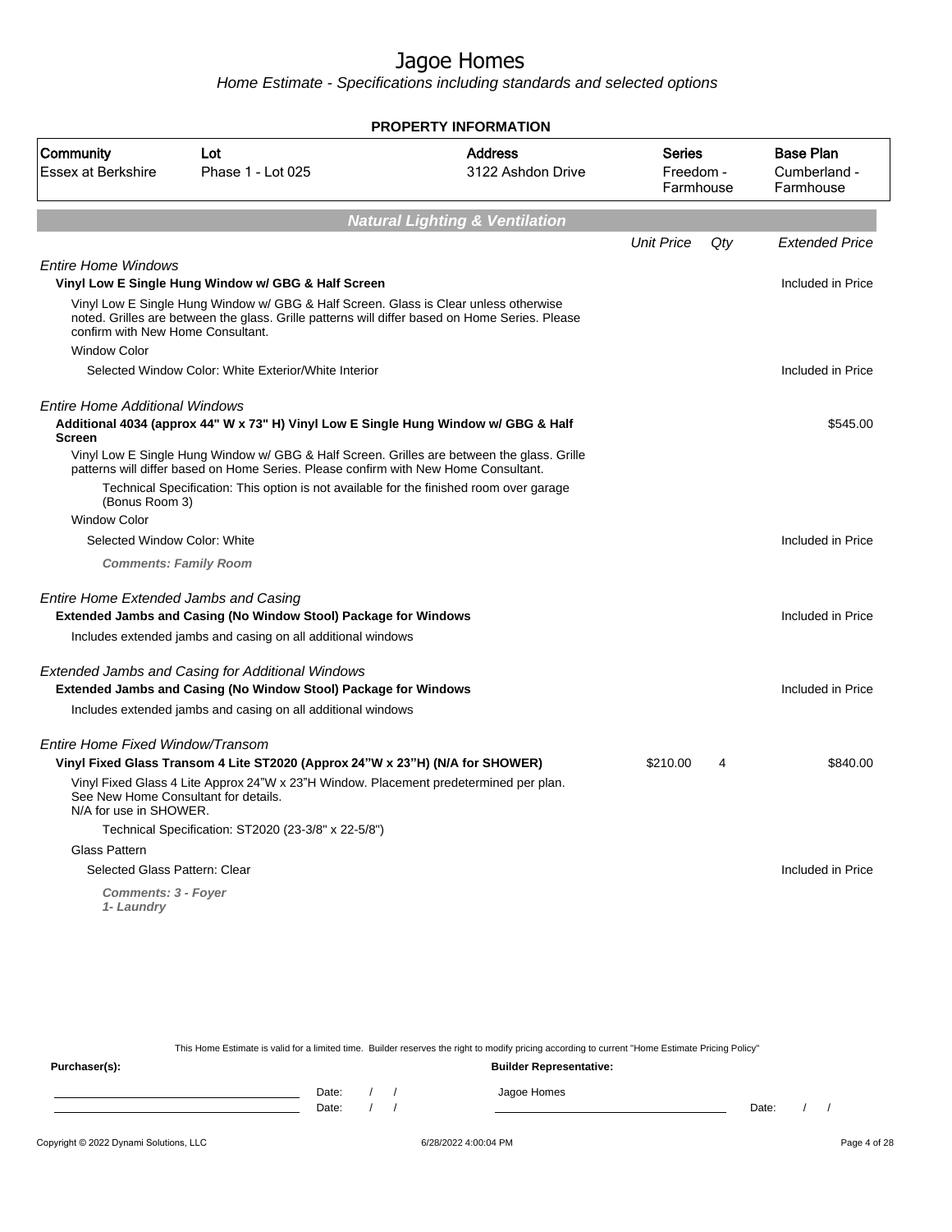# Jagoe Homes

Home Estimate - Specifications including standards and selected options

**PROPERTY INFORMATION**

| Community | Lot | Address | Series | Base Plan |
|---|---|---|---|---|
| Essex at Berkshire | Phase 1 - Lot 025 | 3122 Ashdon Drive | Freedom - Farmhouse | Cumberland - Farmhouse |

## Natural Lighting & Ventilation

| | Unit Price | Qty | Extended Price |
|---|---|---|---|
| *Entire Home Windows* | | | |
| **Vinyl Low E Single Hung Window w/ GBG & Half Screen** | | | Included in Price |
| Vinyl Low E Single Hung Window w/ GBG & Half Screen. Glass is Clear unless otherwise noted. Grilles are between the glass. Grille patterns will differ based on Home Series. Please confirm with New Home Consultant. | | | |
| Window Color | | | |
| Selected Window Color: White Exterior/White Interior | | | Included in Price |
| *Entire Home Additional Windows* | | | |
| **Additional 4034 (approx 44" W x 73" H) Vinyl Low E Single Hung Window w/ GBG & Half Screen** | | | $545.00 |
| Vinyl Low E Single Hung Window w/ GBG & Half Screen. Grilles are between the glass. Grille patterns will differ based on Home Series. Please confirm with New Home Consultant. | | | |
| Technical Specification: This option is not available for the finished room over garage (Bonus Room 3) | | | |
| Window Color | | | |
| Selected Window Color: White | | | Included in Price |
| ***Comments: Family Room*** | | | |
| *Entire Home Extended Jambs and Casing* | | | |
| **Extended Jambs and Casing (No Window Stool) Package for Windows** | | | Included in Price |
| Includes extended jambs and casing on all additional windows | | | |
| *Extended Jambs and Casing for Additional Windows* | | | |
| **Extended Jambs and Casing (No Window Stool) Package for Windows** | | | Included in Price |
| Includes extended jambs and casing on all additional windows | | | |
| *Entire Home Fixed Window/Transom* | | | |
| **Vinyl Fixed Glass Transom 4 Lite ST2020 (Approx 24"W x 23"H) (N/A for SHOWER)** | $210.00 | 4 | $840.00 |
| Vinyl Fixed Glass 4 Lite Approx 24"W x 23"H Window. Placement predetermined per plan. See New Home Consultant for details. N/A for use in SHOWER. | | | |
| Technical Specification: ST2020 (23-3/8" x 22-5/8") | | | |
| Glass Pattern | | | |
| Selected Glass Pattern: Clear | | | Included in Price |
| ***Comments: 3 - Foyer 1- Laundry*** | | | |

This Home Estimate is valid for a limited time. Builder reserves the right to modify pricing according to current "Home Estimate Pricing Policy"

**Purchaser(s):** Date: / / Date: / /

**Builder Representative:** Jagoe Homes Date: / /

Copyright © 2022 Dynami Solutions, LLC 6/28/2022 4:00:04 PM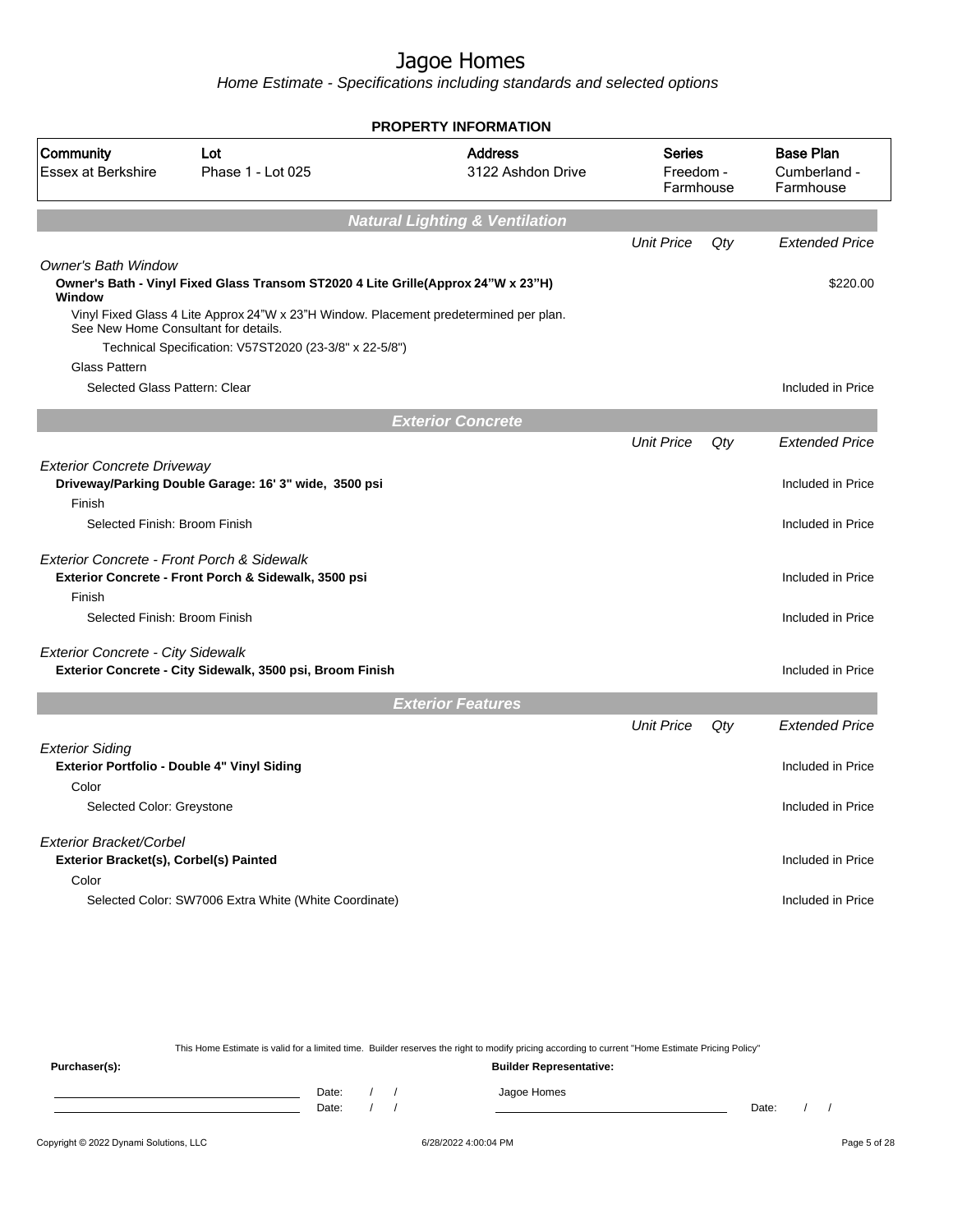# Jagoe Homes

*Home Estimate - Specifications including standards and selected options*

**PROPERTY INFORMATION**

| Community | Lot | Address | Series | Base Plan |
|---|---|---|---|---|
| Essex at Berkshire | Phase 1 - Lot 025 | 3122 Ashdon Drive | Freedom - Farmhouse | Cumberland - Farmhouse |

## Natural Lighting & Ventilation

| | Unit Price | Qty | Extended Price |
|---|---|---|---|
| *Owner's Bath Window* | | | |
| **Owner's Bath - Vinyl Fixed Glass Transom ST2020 4 Lite Grille(Approx 24"W x 23"H) Window** | | | $220.00 |
| Vinyl Fixed Glass 4 Lite Approx 24"W x 23"H Window. Placement predetermined per plan. See New Home Consultant for details. | | | |
| Technical Specification: V57ST2020 (23-3/8" x 22-5/8") | | | |
| Glass Pattern | | | |
| Selected Glass Pattern: Clear | | | Included in Price |

## Exterior Concrete

| | Unit Price | Qty | Extended Price |
|---|---|---|---|
| *Exterior Concrete Driveway* | | | |
| **Driveway/Parking Double Garage: 16' 3" wide, 3500 psi** | | | Included in Price |
| Finish | | | |
| Selected Finish: Broom Finish | | | Included in Price |
| *Exterior Concrete - Front Porch & Sidewalk* | | | |
| **Exterior Concrete - Front Porch & Sidewalk, 3500 psi** | | | Included in Price |
| Finish | | | |
| Selected Finish: Broom Finish | | | Included in Price |
| *Exterior Concrete - City Sidewalk* | | | |
| **Exterior Concrete - City Sidewalk, 3500 psi, Broom Finish** | | | Included in Price |

## Exterior Features

| | Unit Price | Qty | Extended Price |
|---|---|---|---|
| *Exterior Siding* | | | |
| **Exterior Portfolio - Double 4" Vinyl Siding** | | | Included in Price |
| Color | | | |
| Selected Color: Greystone | | | Included in Price |
| *Exterior Bracket/Corbel* | | | |
| **Exterior Bracket(s), Corbel(s) Painted** | | | Included in Price |
| Color | | | |
| Selected Color: SW7006 Extra White (White Coordinate) | | | Included in Price |

This Home Estimate is valid for a limited time. Builder reserves the right to modify pricing according to current "Home Estimate Pricing Policy"

**Purchaser(s):**

Date: / /

Date: / /

**Builder Representative:**

Jagoe Homes

Date: / /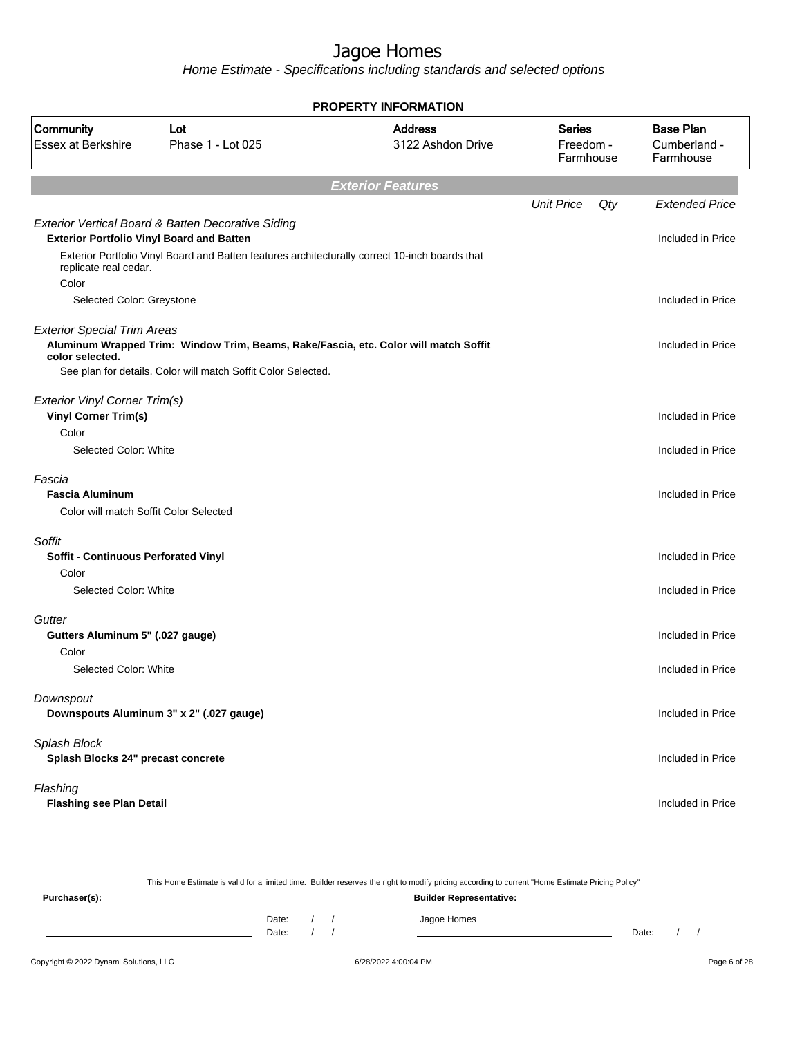# Jagoe Homes

*Home Estimate - Specifications including standards and selected options*

## PROPERTY INFORMATION

| Community | Lot | Address | Series | Base Plan |
|---|---|---|---|---|
| Essex at Berkshire | Phase 1 - Lot 025 | 3122 Ashdon Drive | Freedom - Farmhouse | Cumberland - Farmhouse |

## Exterior Features

| | Unit Price | Qty | Extended Price |
|---|---|---|---|
| *Exterior Vertical Board & Batten Decorative Siding* | | | |
| **Exterior Portfolio Vinyl Board and Batten** | | | Included in Price |
| Exterior Portfolio Vinyl Board and Batten features architecturally correct 10-inch boards that replicate real cedar. | | | |
| Color | | | |
| Selected Color: Greystone | | | Included in Price |
| *Exterior Special Trim Areas* | | | |
| **Aluminum Wrapped Trim: Window Trim, Beams, Rake/Fascia, etc. Color will match Soffit color selected.** | | | Included in Price |
| See plan for details. Color will match Soffit Color Selected. | | | |
| *Exterior Vinyl Corner Trim(s)* | | | |
| **Vinyl Corner Trim(s)** | | | Included in Price |
| Color | | | |
| Selected Color: White | | | Included in Price |
| *Fascia* | | | |
| **Fascia Aluminum** | | | Included in Price |
| Color will match Soffit Color Selected | | | |
| *Soffit* | | | |
| **Soffit - Continuous Perforated Vinyl** | | | Included in Price |
| Color | | | |
| Selected Color: White | | | Included in Price |
| *Gutter* | | | |
| **Gutters Aluminum 5" (.027 gauge)** | | | Included in Price |
| Color | | | |
| Selected Color: White | | | Included in Price |
| *Downspout* | | | |
| **Downspouts Aluminum 3" x 2" (.027 gauge)** | | | Included in Price |
| *Splash Block* | | | |
| **Splash Blocks 24" precast concrete** | | | Included in Price |
| *Flashing* | | | |
| **Flashing see Plan Detail** | | | Included in Price |

This Home Estimate is valid for a limited time. Builder reserves the right to modify pricing according to current "Home Estimate Pricing Policy"

**Purchaser(s):** **Builder Representative:**

Date: / / Jagoe Homes

Date: / / Date: / /

Copyright © 2022 Dynami Solutions, LLC 6/28/2022 4:00:04 PM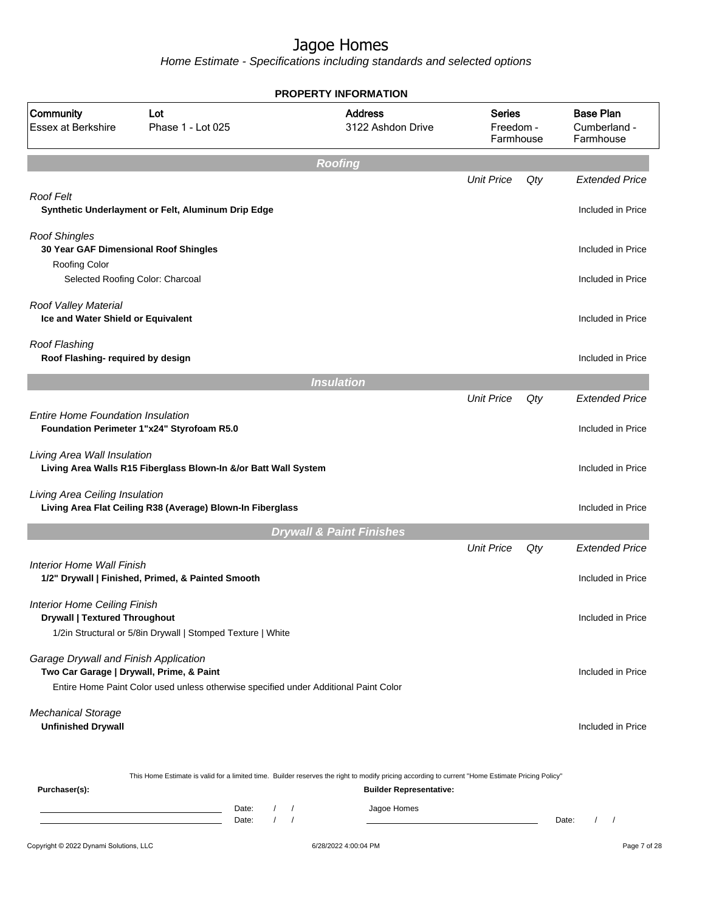# Jagoe Homes

Home Estimate - Specifications including standards and selected options

**PROPERTY INFORMATION**

| Community | Lot | Address | Series | Base Plan |
|---|---|---|---|---|
| Essex at Berkshire | Phase 1 - Lot 025 | 3122 Ashdon Drive | Freedom - Farmhouse | Cumberland - Farmhouse |

## Roofing

| | Unit Price | Qty | Extended Price |
|---|---|---|---|
| *Roof Felt* | | | |
| **Synthetic Underlayment or Felt, Aluminum Drip Edge** | | | Included in Price |
| *Roof Shingles* | | | |
| **30 Year GAF Dimensional Roof Shingles** | | | Included in Price |
| Roofing Color | | | |
| Selected Roofing Color: Charcoal | | | Included in Price |
| *Roof Valley Material* | | | |
| **Ice and Water Shield or Equivalent** | | | Included in Price |
| *Roof Flashing* | | | |
| **Roof Flashing- required by design** | | | Included in Price |

## Insulation

| | Unit Price | Qty | Extended Price |
|---|---|---|---|
| *Entire Home Foundation Insulation* | | | |
| **Foundation Perimeter 1"x24" Styrofoam R5.0** | | | Included in Price |
| *Living Area Wall Insulation* | | | |
| **Living Area Walls R15 Fiberglass Blown-In &/or Batt Wall System** | | | Included in Price |
| *Living Area Ceiling Insulation* | | | |
| **Living Area Flat Ceiling R38 (Average) Blown-In Fiberglass** | | | Included in Price |

## Drywall & Paint Finishes

| | Unit Price | Qty | Extended Price |
|---|---|---|---|
| *Interior Home Wall Finish* | | | |
| **1/2" Drywall \| Finished, Primed, & Painted Smooth** | | | Included in Price |
| *Interior Home Ceiling Finish* | | | |
| **Drywall \| Textured Throughout** | | | Included in Price |
| 1/2in Structural or 5/8in Drywall \| Stomped Texture \| White | | | |
| *Garage Drywall and Finish Application* | | | |
| **Two Car Garage \| Drywall, Prime, & Paint** | | | Included in Price |
| Entire Home Paint Color used unless otherwise specified under Additional Paint Color | | | |
| *Mechanical Storage* | | | |
| **Unfinished Drywall** | | | Included in Price |

This Home Estimate is valid for a limited time. Builder reserves the right to modify pricing according to current "Home Estimate Pricing Policy"

**Purchaser(s):**

______________________ Date: / /

______________________ Date: / /

**Builder Representative:**

Jagoe Homes

______________________ Date: / /

Copyright © 2022 Dynami Solutions, LLC — 6/28/2022 4:00:04 PM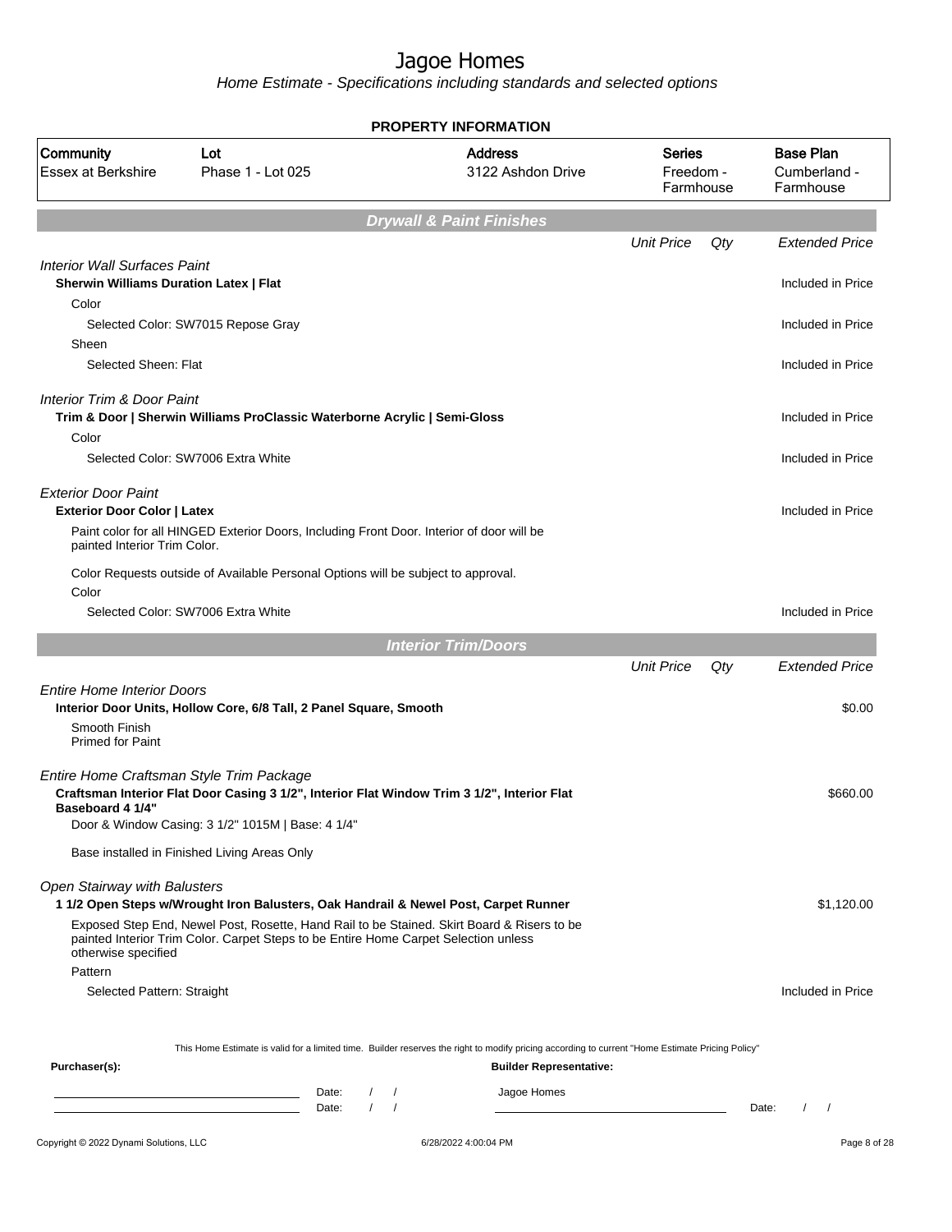# Jagoe Homes

*Home Estimate - Specifications including standards and selected options*

**PROPERTY INFORMATION**

| Community | Lot | Address | Series | Base Plan |
|---|---|---|---|---|
| Essex at Berkshire | Phase 1 - Lot 025 | 3122 Ashdon Drive | Freedom - Farmhouse | Cumberland - Farmhouse |

## Drywall & Paint Finishes

| | Unit Price | Qty | Extended Price |
|---|---|---|---|
| *Interior Wall Surfaces Paint* | | | |
| **Sherwin Williams Duration Latex \| Flat** | | | Included in Price |
| Color | | | |
| Selected Color: SW7015 Repose Gray | | | Included in Price |
| Sheen | | | |
| Selected Sheen: Flat | | | Included in Price |
| *Interior Trim & Door Paint* | | | |
| **Trim & Door \| Sherwin Williams ProClassic Waterborne Acrylic \| Semi-Gloss** | | | Included in Price |
| Color | | | |
| Selected Color: SW7006 Extra White | | | Included in Price |
| *Exterior Door Paint* | | | |
| **Exterior Door Color \| Latex** | | | Included in Price |
| Paint color for all HINGED Exterior Doors, Including Front Door. Interior of door will be painted Interior Trim Color. | | | |
| Color Requests outside of Available Personal Options will be subject to approval. | | | |
| Color | | | |
| Selected Color: SW7006 Extra White | | | Included in Price |

## Interior Trim/Doors

| | Unit Price | Qty | Extended Price |
|---|---|---|---|
| *Entire Home Interior Doors* | | | |
| **Interior Door Units, Hollow Core, 6/8 Tall, 2 Panel Square, Smooth** | | | $0.00 |
| Smooth Finish<br>Primed for Paint | | | |
| *Entire Home Craftsman Style Trim Package* | | | |
| **Craftsman Interior Flat Door Casing 3 1/2", Interior Flat Window Trim 3 1/2", Interior Flat Baseboard 4 1/4"** | | | $660.00 |
| Door & Window Casing: 3 1/2" 1015M \| Base: 4 1/4" | | | |
| Base installed in Finished Living Areas Only | | | |
| *Open Stairway with Balusters* | | | |
| **1 1/2 Open Steps w/Wrought Iron Balusters, Oak Handrail & Newel Post, Carpet Runner** | | | $1,120.00 |
| Exposed Step End, Newel Post, Rosette, Hand Rail to be Stained. Skirt Board & Risers to be painted Interior Trim Color. Carpet Steps to be Entire Home Carpet Selection unless otherwise specified | | | |
| Pattern | | | |
| Selected Pattern: Straight | | | Included in Price |

This Home Estimate is valid for a limited time. Builder reserves the right to modify pricing according to current "Home Estimate Pricing Policy"

**Purchaser(s):**

Date: / /

Date: / /

**Builder Representative:**

Jagoe Homes

Date: / /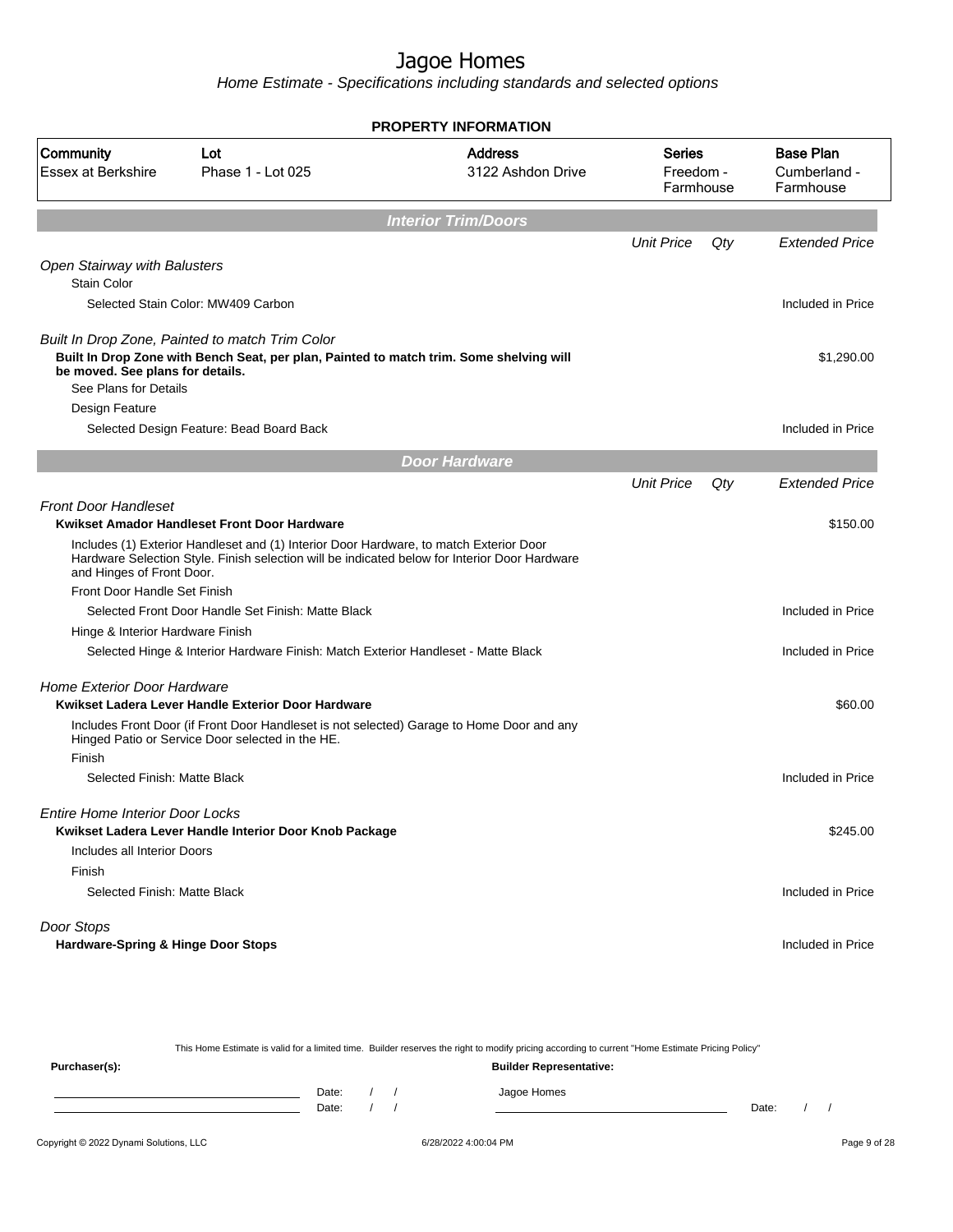# Jagoe Homes

Home Estimate - Specifications including standards and selected options

**PROPERTY INFORMATION**

| Community | Lot | Address | Series | Base Plan |
|---|---|---|---|---|
| Essex at Berkshire | Phase 1 - Lot 025 | 3122 Ashdon Drive | Freedom - Farmhouse | Cumberland - Farmhouse |

## Interior Trim/Doors

| | Unit Price | Qty | Extended Price |
|---|---|---|---|
| *Open Stairway with Balusters* | | | |
| Stain Color | | | |
| Selected Stain Color: MW409 Carbon | | | Included in Price |
| *Built In Drop Zone, Painted to match Trim Color* | | | |
| **Built In Drop Zone with Bench Seat, per plan, Painted to match trim. Some shelving will be moved. See plans for details.** | | | $1,290.00 |
| See Plans for Details | | | |
| Design Feature | | | |
| Selected Design Feature: Bead Board Back | | | Included in Price |

## Door Hardware

| | Unit Price | Qty | Extended Price |
|---|---|---|---|
| *Front Door Handleset* | | | |
| **Kwikset Amador Handleset Front Door Hardware** | | | $150.00 |
| Includes (1) Exterior Handleset and (1) Interior Door Hardware, to match Exterior Door Hardware Selection Style. Finish selection will be indicated below for Interior Door Hardware and Hinges of Front Door. | | | |
| Front Door Handle Set Finish | | | |
| Selected Front Door Handle Set Finish: Matte Black | | | Included in Price |
| Hinge & Interior Hardware Finish | | | |
| Selected Hinge & Interior Hardware Finish: Match Exterior Handleset - Matte Black | | | Included in Price |
| *Home Exterior Door Hardware* | | | |
| **Kwikset Ladera Lever Handle Exterior Door Hardware** | | | $60.00 |
| Includes Front Door (if Front Door Handleset is not selected) Garage to Home Door and any Hinged Patio or Service Door selected in the HE. | | | |
| Finish | | | |
| Selected Finish: Matte Black | | | Included in Price |
| *Entire Home Interior Door Locks* | | | |
| **Kwikset Ladera Lever Handle Interior Door Knob Package** | | | $245.00 |
| Includes all Interior Doors | | | |
| Finish | | | |
| Selected Finish: Matte Black | | | Included in Price |
| *Door Stops* | | | |
| **Hardware-Spring & Hinge Door Stops** | | | Included in Price |

This Home Estimate is valid for a limited time. Builder reserves the right to modify pricing according to current "Home Estimate Pricing Policy"

**Purchaser(s):** Date: / / Date: / /

**Builder Representative:** Jagoe Homes Date: / /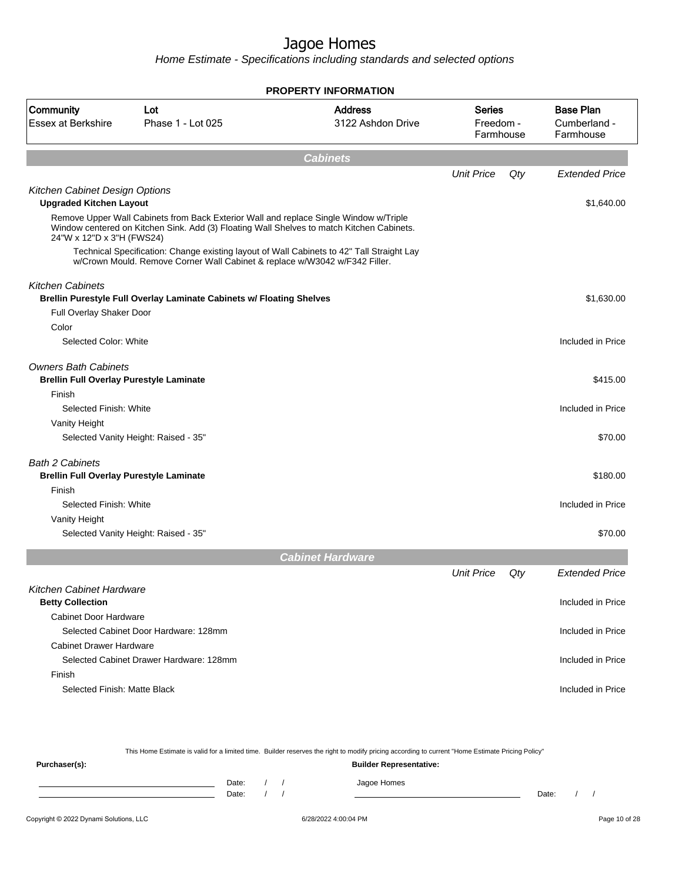# Jagoe Homes

*Home Estimate - Specifications including standards and selected options*

**PROPERTY INFORMATION**

| Community | Lot | Address | Series | Base Plan |
|---|---|---|---|---|
| Essex at Berkshire | Phase 1 - Lot 025 | 3122 Ashdon Drive | Freedom - Farmhouse | Cumberland - Farmhouse |

## Cabinets

| | Unit Price | Qty | Extended Price |
|---|---|---|---|
| *Kitchen Cabinet Design Options* | | | |
| **Upgraded Kitchen Layout** | | | $1,640.00 |
| Remove Upper Wall Cabinets from Back Exterior Wall and replace Single Window w/Triple Window centered on Kitchen Sink. Add (3) Floating Wall Shelves to match Kitchen Cabinets. 24"W x 12"D x 3"H (FWS24) | | | |
| Technical Specification: Change existing layout of Wall Cabinets to 42" Tall Straight Lay w/Crown Mould. Remove Corner Wall Cabinet & replace w/W3042 w/F342 Filler. | | | |
| *Kitchen Cabinets* | | | |
| **Brellin Purestyle Full Overlay Laminate Cabinets w/ Floating Shelves** | | | $1,630.00 |
| Full Overlay Shaker Door | | | |
| Color | | | |
| Selected Color: White | | | Included in Price |
| *Owners Bath Cabinets* | | | |
| **Brellin Full Overlay Purestyle Laminate** | | | $415.00 |
| Finish | | | |
| Selected Finish: White | | | Included in Price |
| Vanity Height | | | |
| Selected Vanity Height: Raised - 35" | | | $70.00 |
| *Bath 2 Cabinets* | | | |
| **Brellin Full Overlay Purestyle Laminate** | | | $180.00 |
| Finish | | | |
| Selected Finish: White | | | Included in Price |
| Vanity Height | | | |
| Selected Vanity Height: Raised - 35" | | | $70.00 |

## Cabinet Hardware

| | Unit Price | Qty | Extended Price |
|---|---|---|---|
| *Kitchen Cabinet Hardware* | | | |
| **Betty Collection** | | | Included in Price |
| Cabinet Door Hardware | | | |
| Selected Cabinet Door Hardware: 128mm | | | Included in Price |
| Cabinet Drawer Hardware | | | |
| Selected Cabinet Drawer Hardware: 128mm | | | Included in Price |
| Finish | | | |
| Selected Finish: Matte Black | | | Included in Price |

This Home Estimate is valid for a limited time. Builder reserves the right to modify pricing according to current "Home Estimate Pricing Policy"

**Purchaser(s):** Date: / / Date: / /

**Builder Representative:** Jagoe Homes Date: / /

Copyright © 2022 Dynami Solutions, LLC 6/28/2022 4:00:04 PM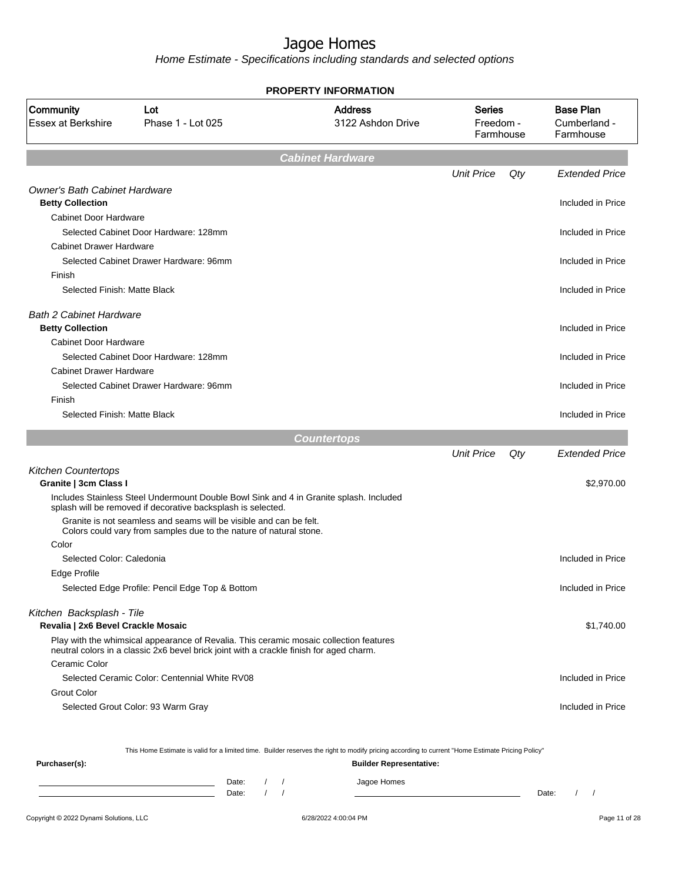# Jagoe Homes

Home Estimate - Specifications including standards and selected options

## PROPERTY INFORMATION

| Community | Lot | Address | Series | Base Plan |
|---|---|---|---|---|
| Essex at Berkshire | Phase 1 - Lot 025 | 3122 Ashdon Drive | Freedom - Farmhouse | Cumberland - Farmhouse |

## Cabinet Hardware

| | Unit Price | Qty | Extended Price |
|---|---|---|---|
| *Owner's Bath Cabinet Hardware* | | | |
| **Betty Collection** | | | Included in Price |
| Cabinet Door Hardware | | | |
| Selected Cabinet Door Hardware: 128mm | | | Included in Price |
| Cabinet Drawer Hardware | | | |
| Selected Cabinet Drawer Hardware: 96mm | | | Included in Price |
| Finish | | | |
| Selected Finish: Matte Black | | | Included in Price |
| *Bath 2 Cabinet Hardware* | | | |
| **Betty Collection** | | | Included in Price |
| Cabinet Door Hardware | | | |
| Selected Cabinet Door Hardware: 128mm | | | Included in Price |
| Cabinet Drawer Hardware | | | |
| Selected Cabinet Drawer Hardware: 96mm | | | Included in Price |
| Finish | | | |
| Selected Finish: Matte Black | | | Included in Price |

## Countertops

| | Unit Price | Qty | Extended Price |
|---|---|---|---|
| *Kitchen Countertops* | | | |
| **Granite \| 3cm Class I** | | | $2,970.00 |
| Includes Stainless Steel Undermount Double Bowl Sink and 4 in Granite splash. Included splash will be removed if decorative backsplash is selected. | | | |
| Granite is not seamless and seams will be visible and can be felt. Colors could vary from samples due to the nature of natural stone. | | | |
| Color | | | |
| Selected Color: Caledonia | | | Included in Price |
| Edge Profile | | | |
| Selected Edge Profile: Pencil Edge Top & Bottom | | | Included in Price |
| *Kitchen Backsplash - Tile* | | | |
| **Revalia \| 2x6 Bevel Crackle Mosaic** | | | $1,740.00 |
| Play with the whimsical appearance of Revalia. This ceramic mosaic collection features neutral colors in a classic 2x6 bevel brick joint with a crackle finish for aged charm. | | | |
| Ceramic Color | | | |
| Selected Ceramic Color: Centennial White RV08 | | | Included in Price |
| Grout Color | | | |
| Selected Grout Color: 93 Warm Gray | | | Included in Price |

This Home Estimate is valid for a limited time. Builder reserves the right to modify pricing according to current "Home Estimate Pricing Policy"

**Purchaser(s):** **Builder Representative:**

Date: / / Jagoe Homes

Date: / / Date: / /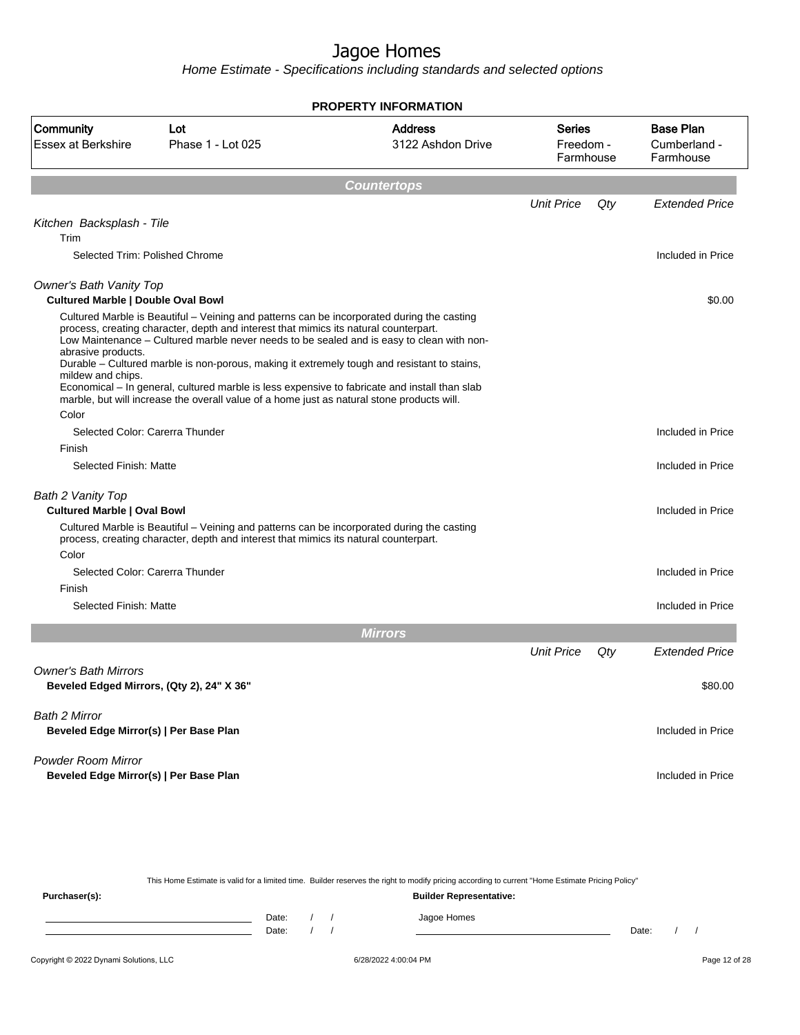# Jagoe Homes

Home Estimate - Specifications including standards and selected options

**PROPERTY INFORMATION**

| Community | Lot | Address | Series | Base Plan |
|---|---|---|---|---|
| Essex at Berkshire | Phase 1 - Lot 025 | 3122 Ashdon Drive | Freedom - Farmhouse | Cumberland - Farmhouse |

## Countertops

| | Unit Price | Qty | Extended Price |
|---|---|---|---|
| *Kitchen Backsplash - Tile* | | | |
| Trim | | | |
| Selected Trim: Polished Chrome | | | Included in Price |
| *Owner's Bath Vanity Top* | | | |
| **Cultured Marble \| Double Oval Bowl** | | | $0.00 |
| Cultured Marble is Beautiful – Veining and patterns can be incorporated during the casting process, creating character, depth and interest that mimics its natural counterpart. Low Maintenance – Cultured marble never needs to be sealed and is easy to clean with non-abrasive products. Durable – Cultured marble is non-porous, making it extremely tough and resistant to stains, mildew and chips. Economical – In general, cultured marble is less expensive to fabricate and install than slab marble, but will increase the overall value of a home just as natural stone products will. | | | |
| Color | | | |
| Selected Color: Carerra Thunder | | | Included in Price |
| Finish | | | |
| Selected Finish: Matte | | | Included in Price |
| *Bath 2 Vanity Top* | | | |
| **Cultured Marble \| Oval Bowl** | | | Included in Price |
| Cultured Marble is Beautiful – Veining and patterns can be incorporated during the casting process, creating character, depth and interest that mimics its natural counterpart. | | | |
| Color | | | |
| Selected Color: Carerra Thunder | | | Included in Price |
| Finish | | | |
| Selected Finish: Matte | | | Included in Price |

## Mirrors

| | Unit Price | Qty | Extended Price |
|---|---|---|---|
| *Owner's Bath Mirrors* | | | |
| **Beveled Edged Mirrors, (Qty 2), 24" X 36"** | | | $80.00 |
| *Bath 2 Mirror* | | | |
| **Beveled Edge Mirror(s) \| Per Base Plan** | | | Included in Price |
| *Powder Room Mirror* | | | |
| **Beveled Edge Mirror(s) \| Per Base Plan** | | | Included in Price |

This Home Estimate is valid for a limited time. Builder reserves the right to modify pricing according to current "Home Estimate Pricing Policy"

**Purchaser(s):**

Date: / /

Date: / /

**Builder Representative:**

Jagoe Homes

Date: / /

Copyright © 2022 Dynami Solutions, LLC — 6/28/2022 4:00:04 PM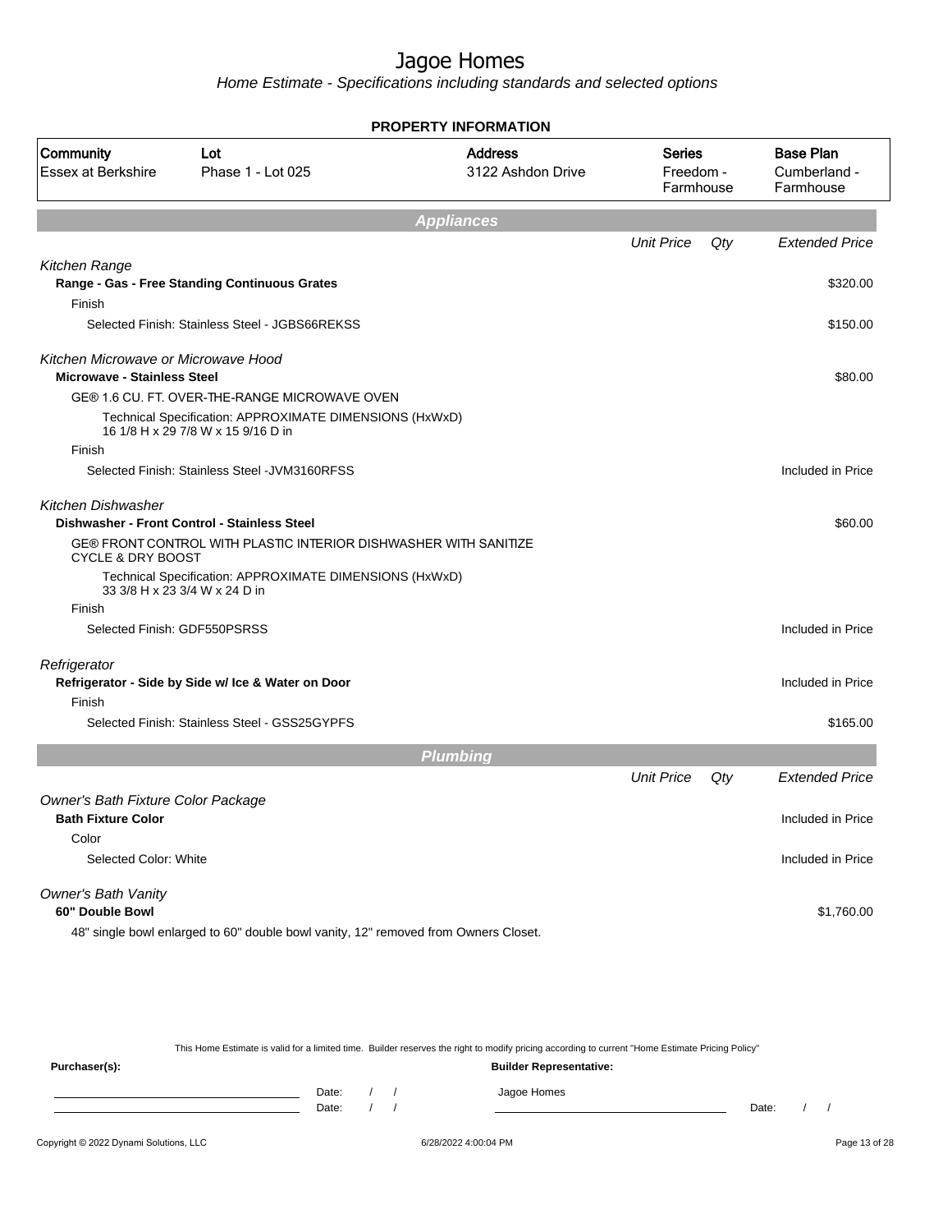# Jagoe Homes

*Home Estimate - Specifications including standards and selected options*

**PROPERTY INFORMATION**

| Community | Lot | Address | Series | Base Plan |
|---|---|---|---|---|
| Essex at Berkshire | Phase 1 - Lot 025 | 3122 Ashdon Drive | Freedom - Farmhouse | Cumberland - Farmhouse |

## Appliances

| | Unit Price | Qty | Extended Price |
|---|---|---|---|
| *Kitchen Range* | | | |
| **Range - Gas - Free Standing Continuous Grates** | | | $320.00 |
| Finish | | | |
| Selected Finish: Stainless Steel - JGBS66REKSS | | | $150.00 |
| *Kitchen Microwave or Microwave Hood* | | | |
| **Microwave - Stainless Steel** | | | $80.00 |
| GE® 1.6 CU. FT. OVER-THE-RANGE MICROWAVE OVEN | | | |
| Technical Specification: APPROXIMATE DIMENSIONS (HxWxD) 16 1/8 H x 29 7/8 W x 15 9/16 D in | | | |
| Finish | | | |
| Selected Finish: Stainless Steel -JVM3160RFSS | | | Included in Price |
| *Kitchen Dishwasher* | | | |
| **Dishwasher - Front Control - Stainless Steel** | | | $60.00 |
| GE® FRONT CONTROL WITH PLASTIC INTERIOR DISHWASHER WITH SANITIZE CYCLE & DRY BOOST | | | |
| Technical Specification: APPROXIMATE DIMENSIONS (HxWxD) 33 3/8 H x 23 3/4 W x 24 D in | | | |
| Finish | | | |
| Selected Finish: GDF550PSRSS | | | Included in Price |
| *Refrigerator* | | | |
| **Refrigerator - Side by Side w/ Ice & Water on Door** | | | Included in Price |
| Finish | | | |
| Selected Finish: Stainless Steel - GSS25GYPFS | | | $165.00 |

## Plumbing

| | Unit Price | Qty | Extended Price |
|---|---|---|---|
| *Owner's Bath Fixture Color Package* | | | |
| **Bath Fixture Color** | | | Included in Price |
| Color | | | |
| Selected Color: White | | | Included in Price |
| *Owner's Bath Vanity* | | | |
| **60" Double Bowl** | | | $1,760.00 |
| 48" single bowl enlarged to 60" double bowl vanity, 12" removed from Owners Closet. | | | |

This Home Estimate is valid for a limited time. Builder reserves the right to modify pricing according to current "Home Estimate Pricing Policy"

**Purchaser(s):** ____________________ Date: / / ____________________ Date: / /

**Builder Representative:** Jagoe Homes ____________________ Date: / /

Copyright © 2022 Dynami Solutions, LLC 6/28/2022 4:00:04 PM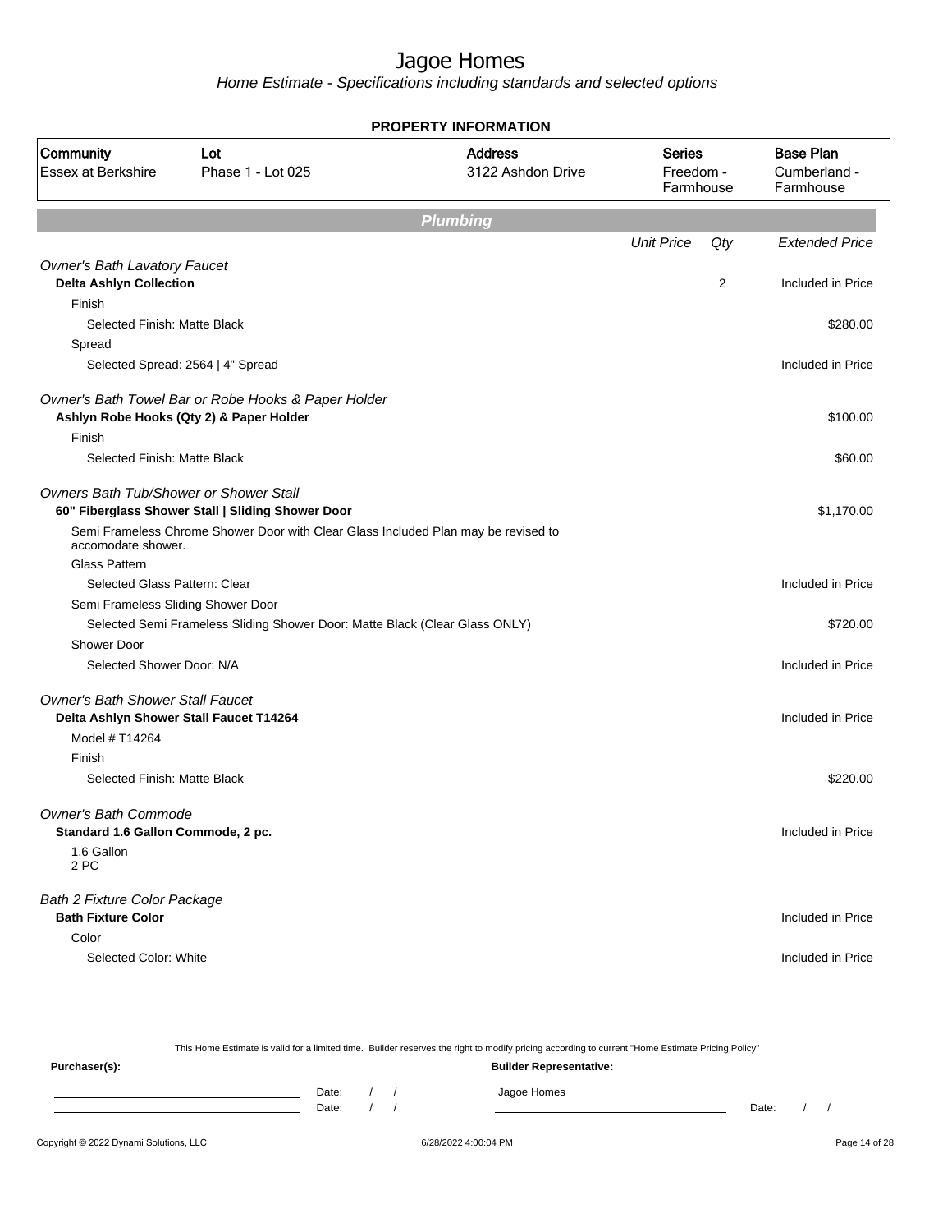# Jagoe Homes

*Home Estimate - Specifications including standards and selected options*

**PROPERTY INFORMATION**

| Community | Lot | Address | Series | Base Plan |
|---|---|---|---|---|
| Essex at Berkshire | Phase 1 - Lot 025 | 3122 Ashdon Drive | Freedom - Farmhouse | Cumberland - Farmhouse |

## Plumbing

| | Unit Price | Qty | Extended Price |
|---|---|---|---|
| *Owner's Bath Lavatory Faucet* | | | |
| **Delta Ashlyn Collection** | | 2 | Included in Price |
| Finish | | | |
| Selected Finish: Matte Black | | | $280.00 |
| Spread | | | |
| Selected Spread: 2564 \| 4" Spread | | | Included in Price |
| *Owner's Bath Towel Bar or Robe Hooks & Paper Holder* | | | |
| **Ashlyn Robe Hooks (Qty 2) & Paper Holder** | | | $100.00 |
| Finish | | | |
| Selected Finish: Matte Black | | | $60.00 |
| *Owners Bath Tub/Shower or Shower Stall* | | | |
| **60" Fiberglass Shower Stall \| Sliding Shower Door** | | | $1,170.00 |
| Semi Frameless Chrome Shower Door with Clear Glass Included Plan may be revised to accomodate shower. | | | |
| Glass Pattern | | | |
| Selected Glass Pattern: Clear | | | Included in Price |
| Semi Frameless Sliding Shower Door | | | |
| Selected Semi Frameless Sliding Shower Door: Matte Black (Clear Glass ONLY) | | | $720.00 |
| Shower Door | | | |
| Selected Shower Door: N/A | | | Included in Price |
| *Owner's Bath Shower Stall Faucet* | | | |
| **Delta Ashlyn Shower Stall Faucet T14264** | | | Included in Price |
| Model # T14264 | | | |
| Finish | | | |
| Selected Finish: Matte Black | | | $220.00 |
| *Owner's Bath Commode* | | | |
| **Standard 1.6 Gallon Commode, 2 pc.** | | | Included in Price |
| 1.6 Gallon 2 PC | | | |
| *Bath 2 Fixture Color Package* | | | |
| **Bath Fixture Color** | | | Included in Price |
| Color | | | |
| Selected Color: White | | | Included in Price |

This Home Estimate is valid for a limited time. Builder reserves the right to modify pricing according to current "Home Estimate Pricing Policy"

**Purchaser(s):** Date: / / Date: / /

**Builder Representative:** Jagoe Homes Date: / /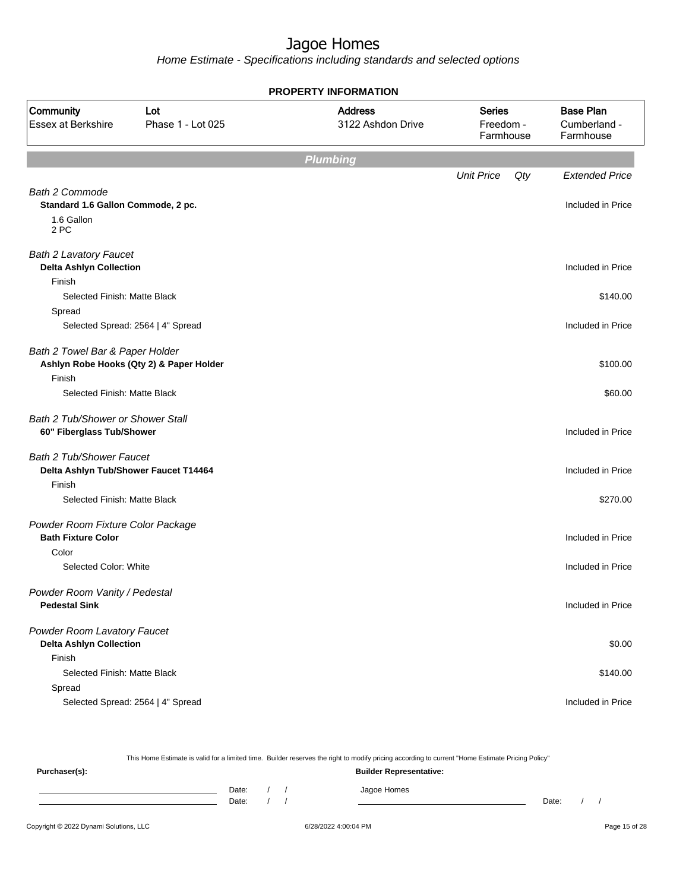# Jagoe Homes

*Home Estimate - Specifications including standards and selected options*

**PROPERTY INFORMATION**

| Community | Lot | Address | Series | Base Plan |
|---|---|---|---|---|
| Essex at Berkshire | Phase 1 - Lot 025 | 3122 Ashdon Drive | Freedom - Farmhouse | Cumberland - Farmhouse |

## Plumbing

| | Unit Price | Qty | Extended Price |
|---|---|---|---|
| *Bath 2 Commode* | | | |
| **Standard 1.6 Gallon Commode, 2 pc.** | | | Included in Price |
| 1.6 Gallon 2 PC | | | |
| *Bath 2 Lavatory Faucet* | | | |
| **Delta Ashlyn Collection** | | | Included in Price |
| Finish | | | |
| Selected Finish: Matte Black | | | $140.00 |
| Spread | | | |
| Selected Spread: 2564 \| 4" Spread | | | Included in Price |
| *Bath 2 Towel Bar & Paper Holder* | | | |
| **Ashlyn Robe Hooks (Qty 2) & Paper Holder** | | | $100.00 |
| Finish | | | |
| Selected Finish: Matte Black | | | $60.00 |
| *Bath 2 Tub/Shower or Shower Stall* | | | |
| **60" Fiberglass Tub/Shower** | | | Included in Price |
| *Bath 2 Tub/Shower Faucet* | | | |
| **Delta Ashlyn Tub/Shower Faucet T14464** | | | Included in Price |
| Finish | | | |
| Selected Finish: Matte Black | | | $270.00 |
| *Powder Room Fixture Color Package* | | | |
| **Bath Fixture Color** | | | Included in Price |
| Color | | | |
| Selected Color: White | | | Included in Price |
| *Powder Room Vanity / Pedestal* | | | |
| **Pedestal Sink** | | | Included in Price |
| *Powder Room Lavatory Faucet* | | | |
| **Delta Ashlyn Collection** | | | $0.00 |
| Finish | | | |
| Selected Finish: Matte Black | | | $140.00 |
| Spread | | | |
| Selected Spread: 2564 \| 4" Spread | | | Included in Price |

This Home Estimate is valid for a limited time. Builder reserves the right to modify pricing according to current "Home Estimate Pricing Policy"

**Purchaser(s):** Date: / / Date: / /

**Builder Representative:** Jagoe Homes Date: / /

Copyright © 2022 Dynami Solutions, LLC 6/28/2022 4:00:04 PM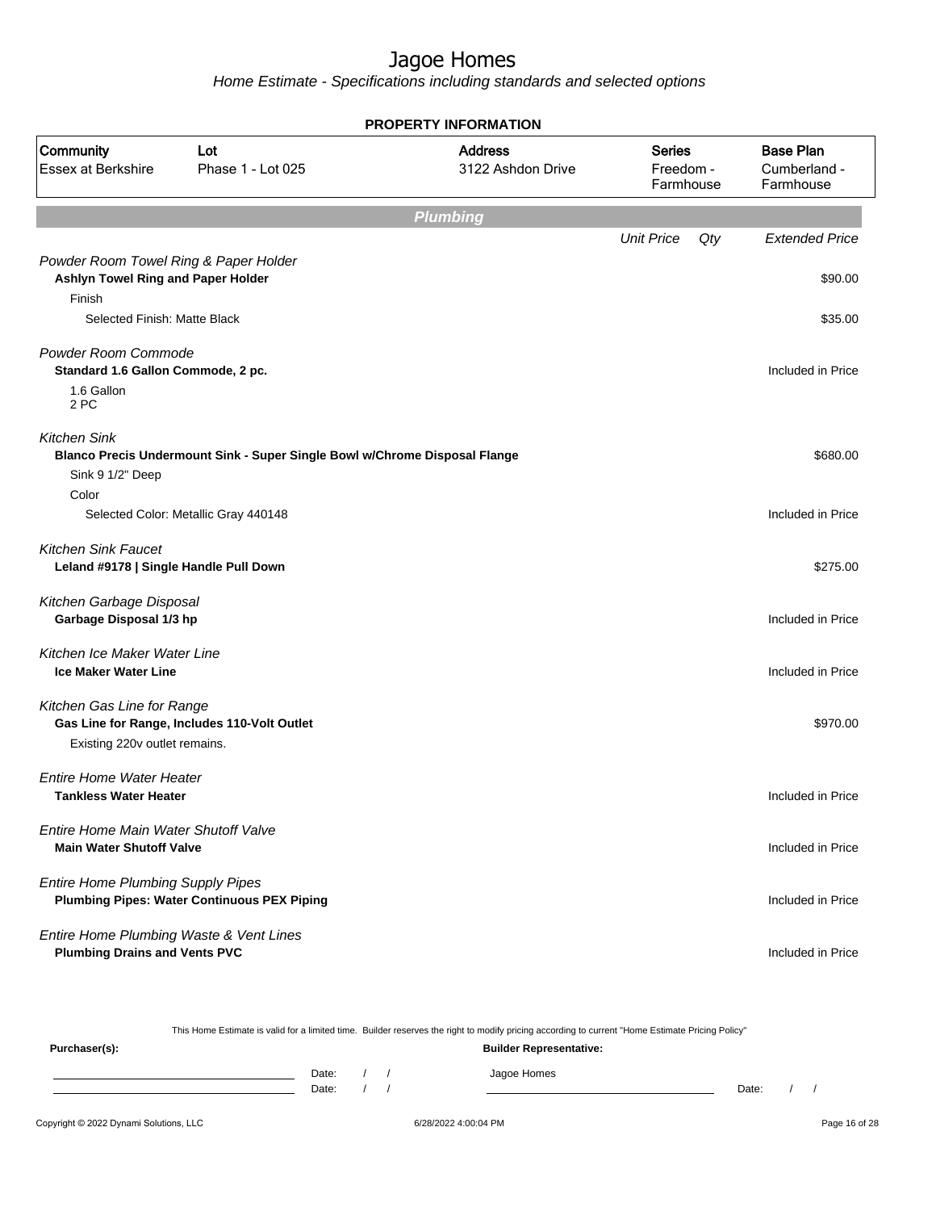# Jagoe Homes

*Home Estimate - Specifications including standards and selected options*

**PROPERTY INFORMATION**

| Community | Lot | Address | Series | Base Plan |
|---|---|---|---|---|
| Essex at Berkshire | Phase 1 - Lot 025 | 3122 Ashdon Drive | Freedom - Farmhouse | Cumberland - Farmhouse |

## Plumbing

| | Unit Price | Qty | Extended Price |
|---|---|---|---|
| *Powder Room Towel Ring & Paper Holder* | | | |
| **Ashlyn Towel Ring and Paper Holder** | | | $90.00 |
| Finish | | | |
| Selected Finish: Matte Black | | | $35.00 |
| *Powder Room Commode* | | | |
| **Standard 1.6 Gallon Commode, 2 pc.** | | | Included in Price |
| 1.6 Gallon 2 PC | | | |
| *Kitchen Sink* | | | |
| **Blanco Precis Undermount Sink - Super Single Bowl w/Chrome Disposal Flange** | | | $680.00 |
| Sink 9 1/2" Deep | | | |
| Color | | | |
| Selected Color: Metallic Gray 440148 | | | Included in Price |
| *Kitchen Sink Faucet* | | | |
| **Leland #9178 \| Single Handle Pull Down** | | | $275.00 |
| *Kitchen Garbage Disposal* | | | |
| **Garbage Disposal 1/3 hp** | | | Included in Price |
| *Kitchen Ice Maker Water Line* | | | |
| **Ice Maker Water Line** | | | Included in Price |
| *Kitchen Gas Line for Range* | | | |
| **Gas Line for Range, Includes 110-Volt Outlet** | | | $970.00 |
| Existing 220v outlet remains. | | | |
| *Entire Home Water Heater* | | | |
| **Tankless Water Heater** | | | Included in Price |
| *Entire Home Main Water Shutoff Valve* | | | |
| **Main Water Shutoff Valve** | | | Included in Price |
| *Entire Home Plumbing Supply Pipes* | | | |
| **Plumbing Pipes: Water Continuous PEX Piping** | | | Included in Price |
| *Entire Home Plumbing Waste & Vent Lines* | | | |
| **Plumbing Drains and Vents PVC** | | | Included in Price |

This Home Estimate is valid for a limited time. Builder reserves the right to modify pricing according to current "Home Estimate Pricing Policy"

**Purchaser(s):** Date: / / Date: / /

**Builder Representative:** Jagoe Homes Date: / /

Copyright © 2022 Dynami Solutions, LLC 6/28/2022 4:00:04 PM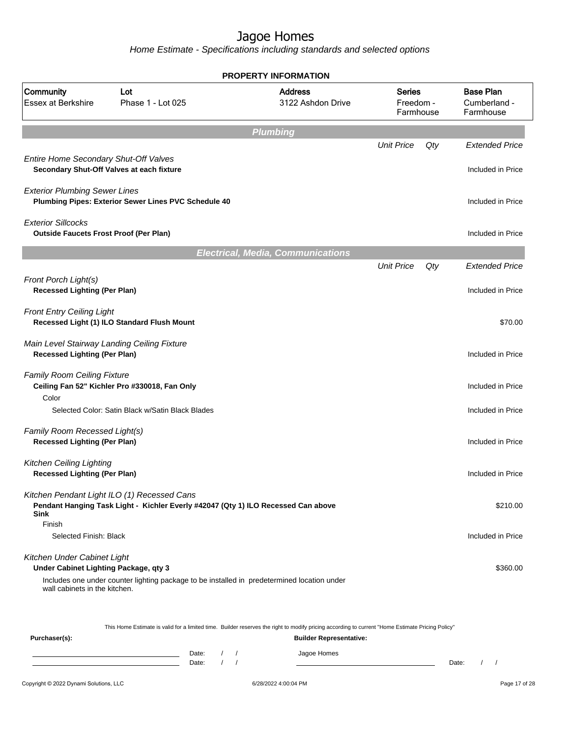# Jagoe Homes

*Home Estimate - Specifications including standards and selected options*

**PROPERTY INFORMATION**

| Community | Lot | Address | Series | Base Plan |
|---|---|---|---|---|
| Essex at Berkshire | Phase 1 - Lot 025 | 3122 Ashdon Drive | Freedom - Farmhouse | Cumberland - Farmhouse |

## Plumbing

| | Unit Price | Qty | Extended Price |
|---|---|---|---|
| *Entire Home Secondary Shut-Off Valves* | | | |
| **Secondary Shut-Off Valves at each fixture** | | | Included in Price |
| *Exterior Plumbing Sewer Lines* | | | |
| **Plumbing Pipes: Exterior Sewer Lines PVC Schedule 40** | | | Included in Price |
| *Exterior Sillcocks* | | | |
| **Outside Faucets Frost Proof (Per Plan)** | | | Included in Price |

## Electrical, Media, Communications

| | Unit Price | Qty | Extended Price |
|---|---|---|---|
| *Front Porch Light(s)* | | | |
| **Recessed Lighting (Per Plan)** | | | Included in Price |
| *Front Entry Ceiling Light* | | | |
| **Recessed Light (1) ILO Standard Flush Mount** | | | $70.00 |
| *Main Level Stairway Landing Ceiling Fixture* | | | |
| **Recessed Lighting (Per Plan)** | | | Included in Price |
| *Family Room Ceiling Fixture* | | | |
| **Ceiling Fan 52" Kichler Pro #330018, Fan Only** | | | Included in Price |
| Color | | | |
| Selected Color: Satin Black w/Satin Black Blades | | | Included in Price |
| *Family Room Recessed Light(s)* | | | |
| **Recessed Lighting (Per Plan)** | | | Included in Price |
| *Kitchen Ceiling Lighting* | | | |
| **Recessed Lighting (Per Plan)** | | | Included in Price |
| *Kitchen Pendant Light ILO (1) Recessed Cans* | | | |
| **Pendant Hanging Task Light - Kichler Everly #42047 (Qty 1) ILO Recessed Can above Sink** | | | $210.00 |
| Finish | | | |
| Selected Finish: Black | | | Included in Price |
| *Kitchen Under Cabinet Light* | | | |
| **Under Cabinet Lighting Package, qty 3** | | | $360.00 |
| Includes one under counter lighting package to be installed in predetermined location under wall cabinets in the kitchen. | | | |

This Home Estimate is valid for a limited time. Builder reserves the right to modify pricing according to current "Home Estimate Pricing Policy"

**Purchaser(s):**

Date: / /

Date: / /

**Builder Representative:**

Jagoe Homes

Date: / /

Copyright © 2022 Dynami Solutions, LLC — 6/28/2022 4:00:04 PM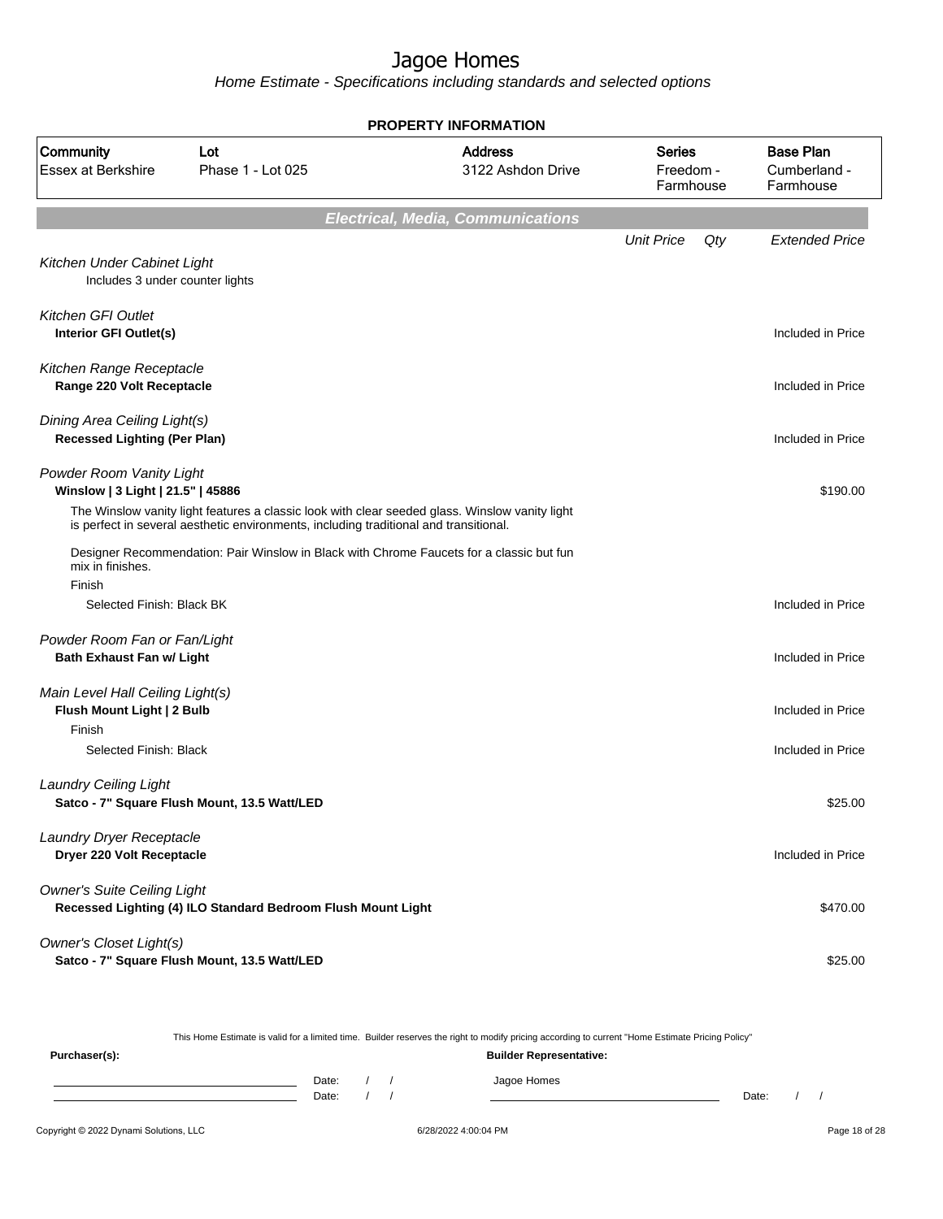# Jagoe Homes

*Home Estimate - Specifications including standards and selected options*

## PROPERTY INFORMATION

| Community | Lot | Address | Series | Base Plan |
|---|---|---|---|---|
| Essex at Berkshire | Phase 1 - Lot 025 | 3122 Ashdon Drive | Freedom - Farmhouse | Cumberland - Farmhouse |

## Electrical, Media, Communications

| | Unit Price | Qty | Extended Price |
|---|---|---|---|
| *Kitchen Under Cabinet Light* | | | |
| Includes 3 under counter lights | | | |
| *Kitchen GFI Outlet* | | | |
| **Interior GFI Outlet(s)** | | | Included in Price |
| *Kitchen Range Receptacle* | | | |
| **Range 220 Volt Receptacle** | | | Included in Price |
| *Dining Area Ceiling Light(s)* | | | |
| **Recessed Lighting (Per Plan)** | | | Included in Price |
| *Powder Room Vanity Light* | | | |
| **Winslow \| 3 Light \| 21.5" \| 45886** | | | $190.00 |
| The Winslow vanity light features a classic look with clear seeded glass. Winslow vanity light is perfect in several aesthetic environments, including traditional and transitional. | | | |
| Designer Recommendation: Pair Winslow in Black with Chrome Faucets for a classic but fun mix in finishes. | | | |
| Finish | | | |
| Selected Finish: Black BK | | | Included in Price |
| *Powder Room Fan or Fan/Light* | | | |
| **Bath Exhaust Fan w/ Light** | | | Included in Price |
| *Main Level Hall Ceiling Light(s)* | | | |
| **Flush Mount Light \| 2 Bulb** | | | Included in Price |
| Finish | | | |
| Selected Finish: Black | | | Included in Price |
| *Laundry Ceiling Light* | | | |
| **Satco - 7" Square Flush Mount, 13.5 Watt/LED** | | | $25.00 |
| *Laundry Dryer Receptacle* | | | |
| **Dryer 220 Volt Receptacle** | | | Included in Price |
| *Owner's Suite Ceiling Light* | | | |
| **Recessed Lighting (4) ILO Standard Bedroom Flush Mount Light** | | | $470.00 |
| *Owner's Closet Light(s)* | | | |
| **Satco - 7" Square Flush Mount, 13.5 Watt/LED** | | | $25.00 |

This Home Estimate is valid for a limited time. Builder reserves the right to modify pricing according to current "Home Estimate Pricing Policy"

**Purchaser(s):** Date: / / Date: / /

**Builder Representative:** Jagoe Homes Date: / /

Copyright © 2022 Dynami Solutions, LLC — 6/28/2022 4:00:04 PM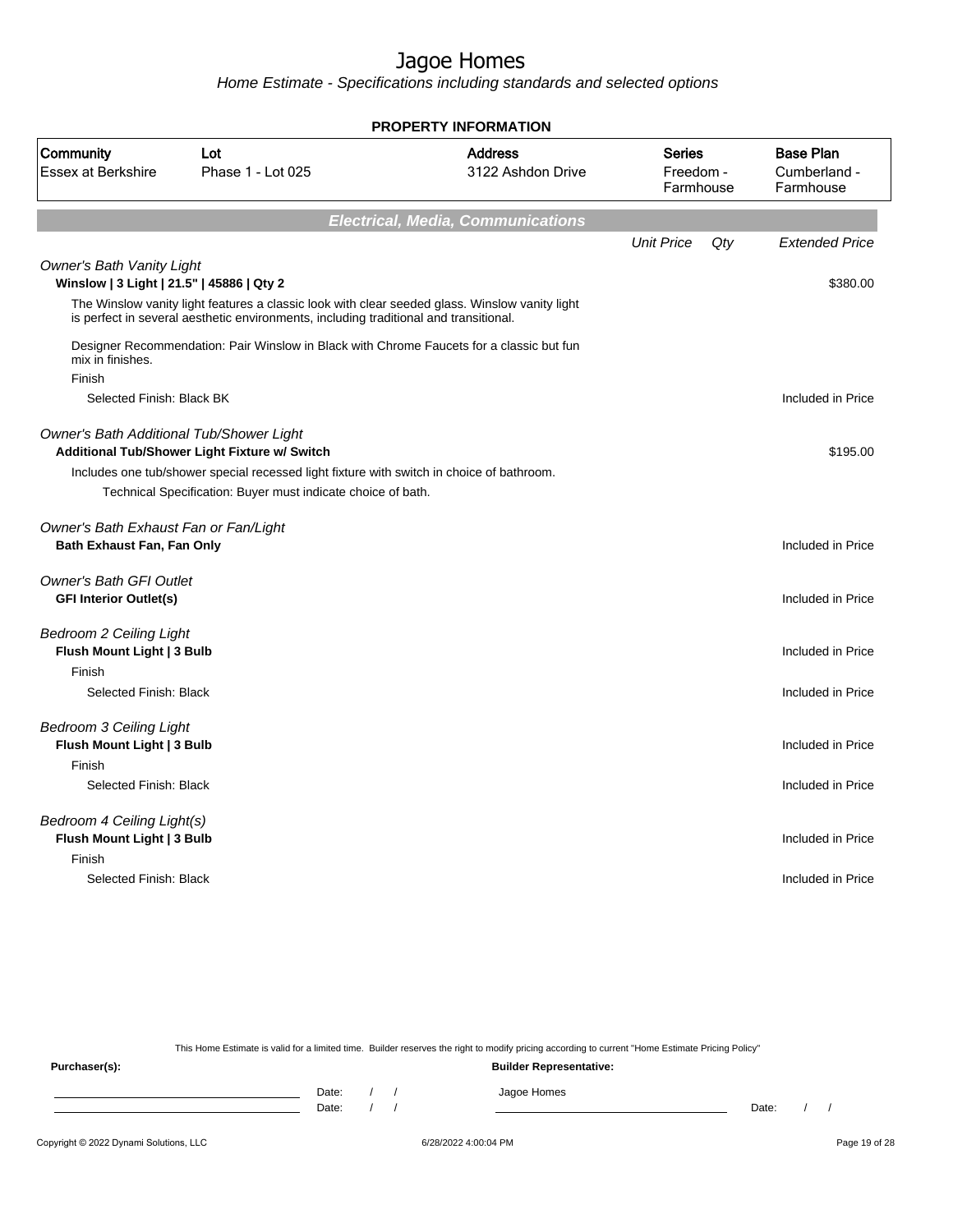# Jagoe Homes

*Home Estimate - Specifications including standards and selected options*

**PROPERTY INFORMATION**

| Community | Lot | Address | Series | Base Plan |
|---|---|---|---|---|
| Essex at Berkshire | Phase 1 - Lot 025 | 3122 Ashdon Drive | Freedom - Farmhouse | Cumberland - Farmhouse |

## Electrical, Media, Communications

| | Unit Price | Qty | Extended Price |
|---|---|---|---|
| *Owner's Bath Vanity Light* | | | |
| **Winslow \| 3 Light \| 21.5" \| 45886 \| Qty 2** | | | $380.00 |
| The Winslow vanity light features a classic look with clear seeded glass. Winslow vanity light is perfect in several aesthetic environments, including traditional and transitional. | | | |
| Designer Recommendation: Pair Winslow in Black with Chrome Faucets for a classic but fun mix in finishes. | | | |
| Finish | | | |
| Selected Finish: Black BK | | | Included in Price |
| *Owner's Bath Additional Tub/Shower Light* | | | |
| **Additional Tub/Shower Light Fixture w/ Switch** | | | $195.00 |
| Includes one tub/shower special recessed light fixture with switch in choice of bathroom. | | | |
| Technical Specification: Buyer must indicate choice of bath. | | | |
| *Owner's Bath Exhaust Fan or Fan/Light* | | | |
| **Bath Exhaust Fan, Fan Only** | | | Included in Price |
| *Owner's Bath GFI Outlet* | | | |
| **GFI Interior Outlet(s)** | | | Included in Price |
| *Bedroom 2 Ceiling Light* | | | |
| **Flush Mount Light \| 3 Bulb** | | | Included in Price |
| Finish | | | |
| Selected Finish: Black | | | Included in Price |
| *Bedroom 3 Ceiling Light* | | | |
| **Flush Mount Light \| 3 Bulb** | | | Included in Price |
| Finish | | | |
| Selected Finish: Black | | | Included in Price |
| *Bedroom 4 Ceiling Light(s)* | | | |
| **Flush Mount Light \| 3 Bulb** | | | Included in Price |
| Finish | | | |
| Selected Finish: Black | | | Included in Price |

This Home Estimate is valid for a limited time. Builder reserves the right to modify pricing according to current "Home Estimate Pricing Policy"

**Purchaser(s):**

Date: / /

Date: / /

**Builder Representative:**

Jagoe Homes

Date: / /

Copyright © 2022 Dynami Solutions, LLC 6/28/2022 4:00:04 PM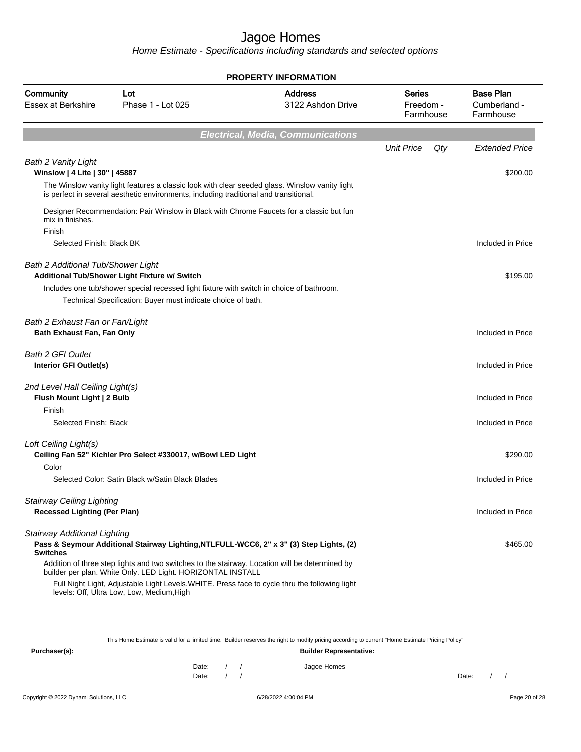# Jagoe Homes

Home Estimate - Specifications including standards and selected options

**PROPERTY INFORMATION**

| Community | Lot | Address | Series | Base Plan |
|---|---|---|---|---|
| Essex at Berkshire | Phase 1 - Lot 025 | 3122 Ashdon Drive | Freedom - Farmhouse | Cumberland - Farmhouse |

## Electrical, Media, Communications

| | Unit Price | Qty | Extended Price |
|---|---|---|---|
| *Bath 2 Vanity Light* | | | |
| **Winslow \| 4 Lite \| 30" \| 45887** | | | $200.00 |
| The Winslow vanity light features a classic look with clear seeded glass. Winslow vanity light is perfect in several aesthetic environments, including traditional and transitional. | | | |
| Designer Recommendation: Pair Winslow in Black with Chrome Faucets for a classic but fun mix in finishes. | | | |
| Finish | | | |
| Selected Finish: Black BK | | | Included in Price |
| *Bath 2 Additional Tub/Shower Light* | | | |
| **Additional Tub/Shower Light Fixture w/ Switch** | | | $195.00 |
| Includes one tub/shower special recessed light fixture with switch in choice of bathroom. | | | |
| Technical Specification: Buyer must indicate choice of bath. | | | |
| *Bath 2 Exhaust Fan or Fan/Light* | | | |
| **Bath Exhaust Fan, Fan Only** | | | Included in Price |
| *Bath 2 GFI Outlet* | | | |
| **Interior GFI Outlet(s)** | | | Included in Price |
| *2nd Level Hall Ceiling Light(s)* | | | |
| **Flush Mount Light \| 2 Bulb** | | | Included in Price |
| Finish | | | |
| Selected Finish: Black | | | Included in Price |
| *Loft Ceiling Light(s)* | | | |
| **Ceiling Fan 52" Kichler Pro Select #330017, w/Bowl LED Light** | | | $290.00 |
| Color | | | |
| Selected Color: Satin Black w/Satin Black Blades | | | Included in Price |
| *Stairway Ceiling Lighting* | | | |
| **Recessed Lighting (Per Plan)** | | | Included in Price |
| *Stairway Additional Lighting* | | | |
| **Pass & Seymour Additional Stairway Lighting,NTLFULL-WCC6, 2" x 3" (3) Step Lights, (2) Switches** | | | $465.00 |
| Addition of three step lights and two switches to the stairway. Location will be determined by builder per plan. White Only. LED Light. HORIZONTAL INSTALL | | | |
| Full Night Light, Adjustable Light Levels.WHITE. Press face to cycle thru the following light levels: Off, Ultra Low, Low, Medium,High | | | |

This Home Estimate is valid for a limited time. Builder reserves the right to modify pricing according to current "Home Estimate Pricing Policy"

**Purchaser(s):**

Date: / /

Date: / /

**Builder Representative:**

Jagoe Homes

Date: / /

Copyright © 2022 Dynami Solutions, LLC 6/28/2022 4:00:04 PM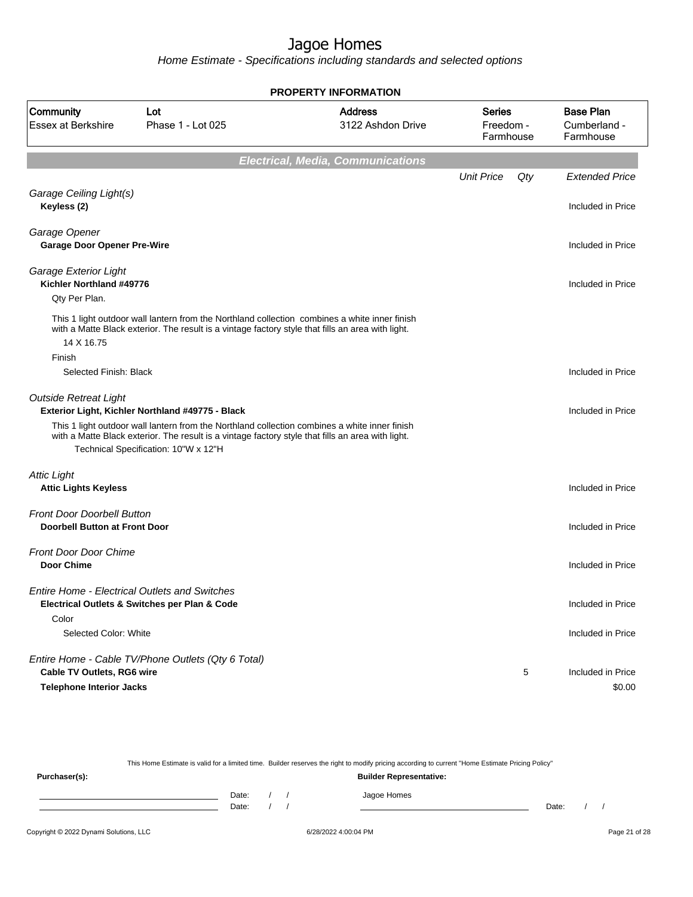# Jagoe Homes

*Home Estimate - Specifications including standards and selected options*

**PROPERTY INFORMATION**

| Community | Lot | Address | Series | Base Plan |
|---|---|---|---|---|
| Essex at Berkshire | Phase 1 - Lot 025 | 3122 Ashdon Drive | Freedom - Farmhouse | Cumberland - Farmhouse |

## Electrical, Media, Communications

| | Unit Price | Qty | Extended Price |
|---|---|---|---|
| *Garage Ceiling Light(s)* | | | |
| **Keyless (2)** | | | Included in Price |
| *Garage Opener* | | | |
| **Garage Door Opener Pre-Wire** | | | Included in Price |
| *Garage Exterior Light* | | | |
| **Kichler Northland #49776** | | | Included in Price |
| Qty Per Plan. | | | |
| This 1 light outdoor wall lantern from the Northland collection combines a white inner finish with a Matte Black exterior. The result is a vintage factory style that fills an area with light. | | | |
| 14 X 16.75 | | | |
| Finish | | | |
| Selected Finish: Black | | | Included in Price |
| *Outside Retreat Light* | | | |
| **Exterior Light, Kichler Northland #49775 - Black** | | | Included in Price |
| This 1 light outdoor wall lantern from the Northland collection combines a white inner finish with a Matte Black exterior. The result is a vintage factory style that fills an area with light. Technical Specification: 10"W x 12"H | | | |
| *Attic Light* | | | |
| **Attic Lights Keyless** | | | Included in Price |
| *Front Door Doorbell Button* | | | |
| **Doorbell Button at Front Door** | | | Included in Price |
| *Front Door Door Chime* | | | |
| **Door Chime** | | | Included in Price |
| *Entire Home - Electrical Outlets and Switches* | | | |
| **Electrical Outlets & Switches per Plan & Code** | | | Included in Price |
| Color | | | |
| Selected Color: White | | | Included in Price |
| *Entire Home - Cable TV/Phone Outlets (Qty 6 Total)* | | | |
| **Cable TV Outlets, RG6 wire** | | 5 | Included in Price |
| **Telephone Interior Jacks** | | | $0.00 |

This Home Estimate is valid for a limited time. Builder reserves the right to modify pricing according to current "Home Estimate Pricing Policy"

**Purchaser(s):** Date: / / Date: / /

**Builder Representative:** Jagoe Homes Date: / /

Copyright © 2022 Dynami Solutions, LLC 6/28/2022 4:00:04 PM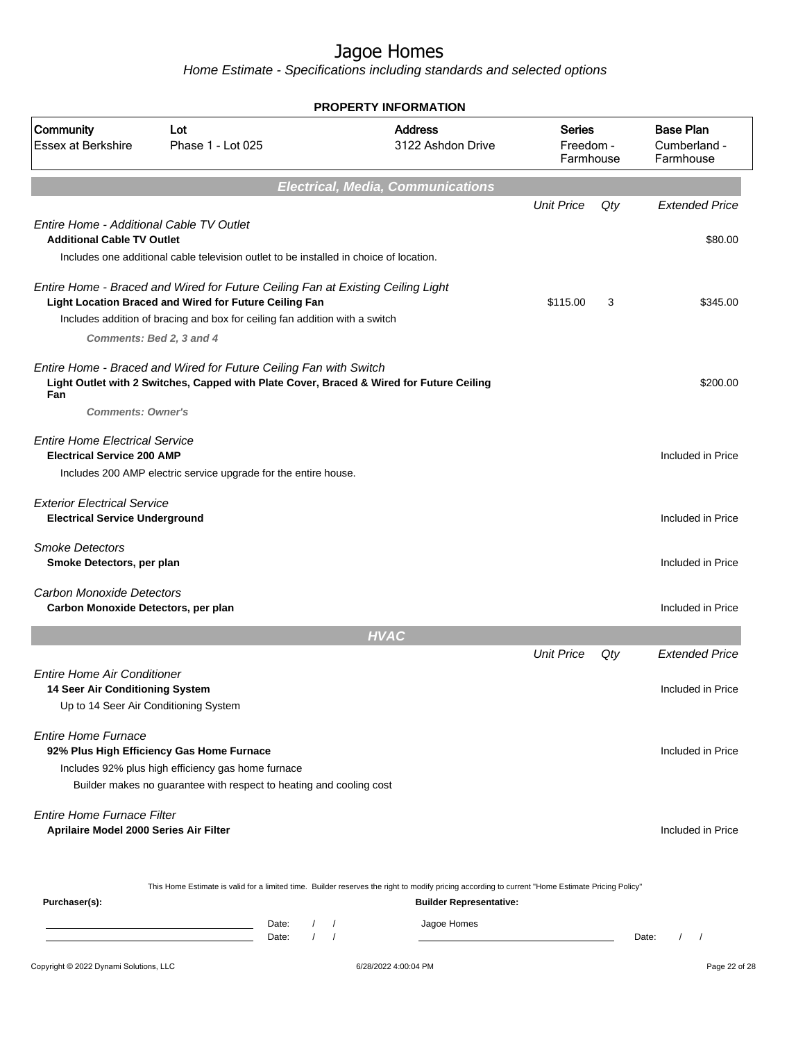# Jagoe Homes

Home Estimate - Specifications including standards and selected options

**PROPERTY INFORMATION**

| Community | Lot | Address | Series | Base Plan |
|---|---|---|---|---|
| Essex at Berkshire | Phase 1 - Lot 025 | 3122 Ashdon Drive | Freedom - Farmhouse | Cumberland - Farmhouse |

## Electrical, Media, Communications

| | Unit Price | Qty | Extended Price |
|---|---|---|---|
| *Entire Home - Additional Cable TV Outlet* | | | |
| **Additional Cable TV Outlet** | | | $80.00 |
| Includes one additional cable television outlet to be installed in choice of location. | | | |
| *Entire Home - Braced and Wired for Future Ceiling Fan at Existing Ceiling Light* | | | |
| **Light Location Braced and Wired for Future Ceiling Fan** | $115.00 | 3 | $345.00 |
| Includes addition of bracing and box for ceiling fan addition with a switch | | | |
| ***Comments: Bed 2, 3 and 4*** | | | |
| *Entire Home - Braced and Wired for Future Ceiling Fan with Switch* | | | |
| **Light Outlet with 2 Switches, Capped with Plate Cover, Braced & Wired for Future Ceiling Fan** | | | $200.00 |
| ***Comments: Owner's*** | | | |
| *Entire Home Electrical Service* | | | |
| **Electrical Service 200 AMP** | | | Included in Price |
| Includes 200 AMP electric service upgrade for the entire house. | | | |
| *Exterior Electrical Service* | | | |
| **Electrical Service Underground** | | | Included in Price |
| *Smoke Detectors* | | | |
| **Smoke Detectors, per plan** | | | Included in Price |
| *Carbon Monoxide Detectors* | | | |
| **Carbon Monoxide Detectors, per plan** | | | Included in Price |

## HVAC

| | Unit Price | Qty | Extended Price |
|---|---|---|---|
| *Entire Home Air Conditioner* | | | |
| **14 Seer Air Conditioning System** | | | Included in Price |
| Up to 14 Seer Air Conditioning System | | | |
| *Entire Home Furnace* | | | |
| **92% Plus High Efficiency Gas Home Furnace** | | | Included in Price |
| Includes 92% plus high efficiency gas home furnace | | | |
| Builder makes no guarantee with respect to heating and cooling cost | | | |
| *Entire Home Furnace Filter* | | | |
| **Aprilaire Model 2000 Series Air Filter** | | | Included in Price |

This Home Estimate is valid for a limited time. Builder reserves the right to modify pricing according to current "Home Estimate Pricing Policy"

**Purchaser(s):** **Builder Representative:**

Date: / / Jagoe Homes

Date: / / Date: / /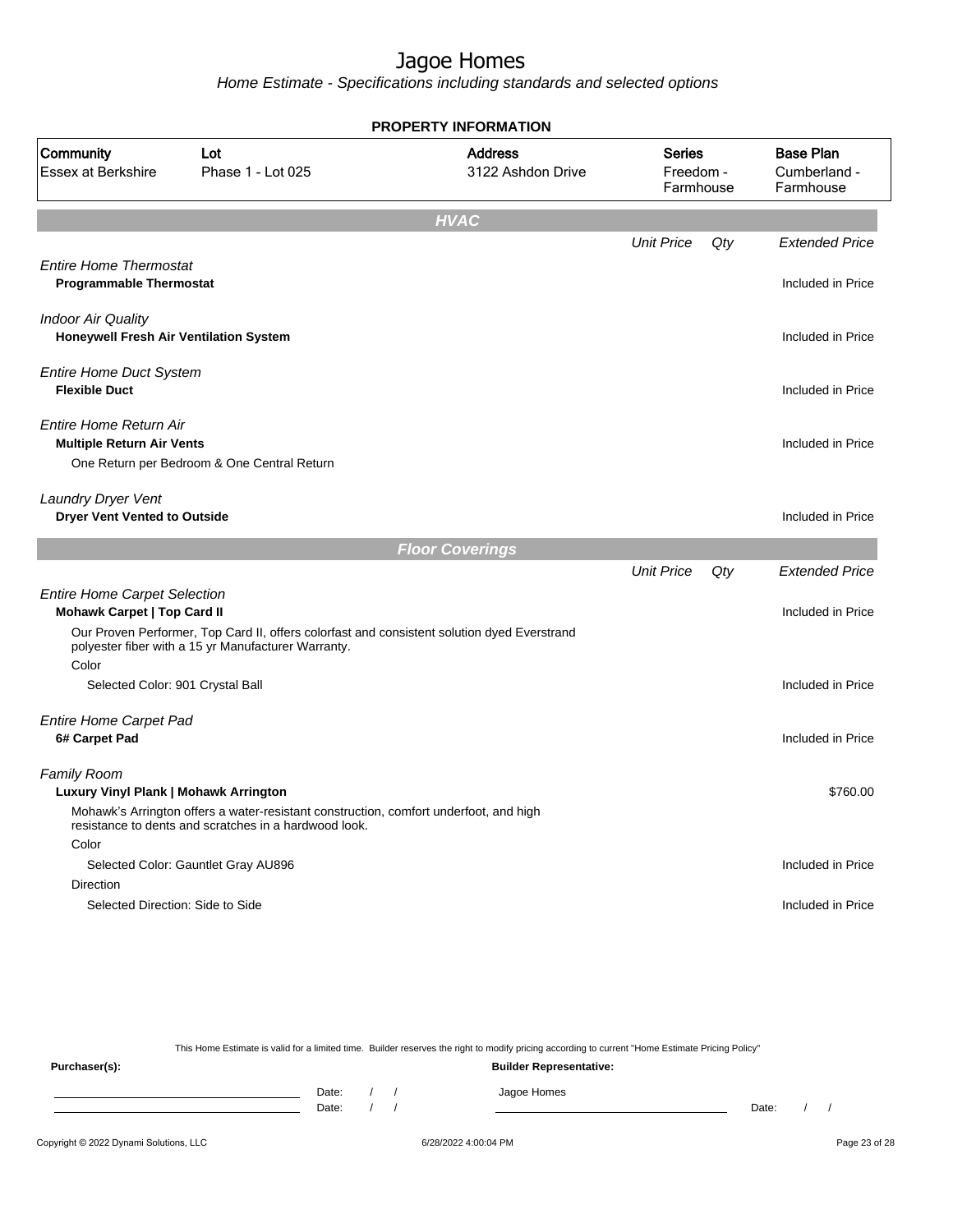# Jagoe Homes

Home Estimate - Specifications including standards and selected options

**PROPERTY INFORMATION**

| Community | Lot | Address | Series | Base Plan |
|---|---|---|---|---|
| Essex at Berkshire | Phase 1 - Lot 025 | 3122 Ashdon Drive | Freedom - Farmhouse | Cumberland - Farmhouse |

## HVAC

| | Unit Price | Qty | Extended Price |
|---|---|---|---|
| *Entire Home Thermostat* | | | |
| **Programmable Thermostat** | | | Included in Price |
| *Indoor Air Quality* | | | |
| **Honeywell Fresh Air Ventilation System** | | | Included in Price |
| *Entire Home Duct System* | | | |
| **Flexible Duct** | | | Included in Price |
| *Entire Home Return Air* | | | |
| **Multiple Return Air Vents** | | | Included in Price |
| One Return per Bedroom & One Central Return | | | |
| *Laundry Dryer Vent* | | | |
| **Dryer Vent Vented to Outside** | | | Included in Price |

## Floor Coverings

| | Unit Price | Qty | Extended Price |
|---|---|---|---|
| *Entire Home Carpet Selection* | | | |
| **Mohawk Carpet \| Top Card II** | | | Included in Price |
| Our Proven Performer, Top Card II, offers colorfast and consistent solution dyed Everstrand polyester fiber with a 15 yr Manufacturer Warranty. | | | |
| Color | | | |
| Selected Color: 901 Crystal Ball | | | Included in Price |
| *Entire Home Carpet Pad* | | | |
| **6# Carpet Pad** | | | Included in Price |
| *Family Room* | | | |
| **Luxury Vinyl Plank \| Mohawk Arrington** | | | $760.00 |
| Mohawk's Arrington offers a water-resistant construction, comfort underfoot, and high resistance to dents and scratches in a hardwood look. | | | |
| Color | | | |
| Selected Color: Gauntlet Gray AU896 | | | Included in Price |
| Direction | | | |
| Selected Direction: Side to Side | | | Included in Price |

This Home Estimate is valid for a limited time. Builder reserves the right to modify pricing according to current "Home Estimate Pricing Policy"

**Purchaser(s):**

Date: / /

Date: / /

**Builder Representative:**

Jagoe Homes

Date: / /

Copyright © 2022 Dynami Solutions, LLC — 6/28/2022 4:00:04 PM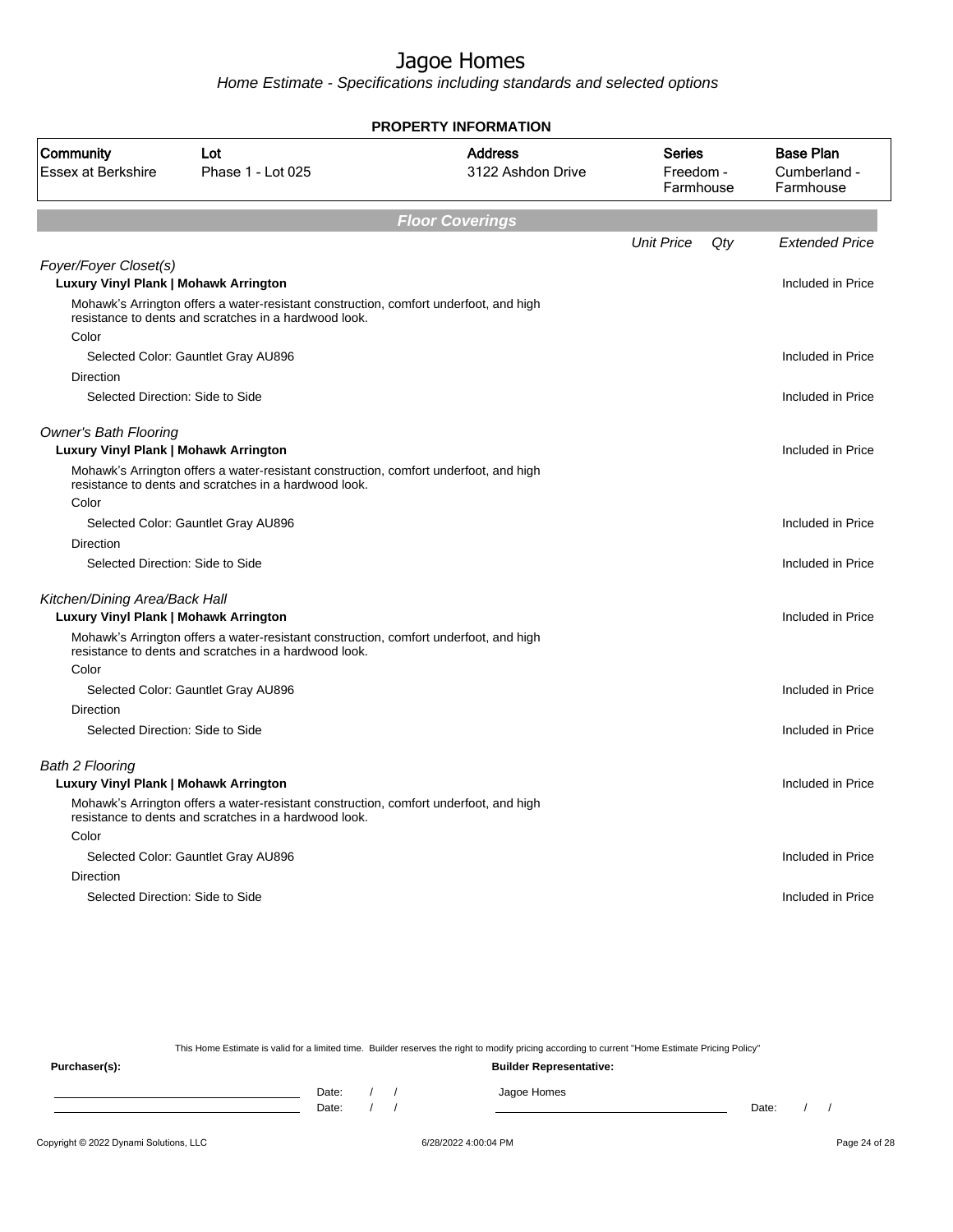# Jagoe Homes

*Home Estimate - Specifications including standards and selected options*

## PROPERTY INFORMATION

| Community | Lot | Address | Series | Base Plan |
|---|---|---|---|---|
| Essex at Berkshire | Phase 1 - Lot 025 | 3122 Ashdon Drive | Freedom - Farmhouse | Cumberland - Farmhouse |

## Floor Coverings

| | Unit Price | Qty | Extended Price |
|---|---|---|---|
| *Foyer/Foyer Closet(s)* | | | |
| **Luxury Vinyl Plank \| Mohawk Arrington** | | | Included in Price |
| Mohawk's Arrington offers a water-resistant construction, comfort underfoot, and high resistance to dents and scratches in a hardwood look. | | | |
| Color | | | |
| Selected Color: Gauntlet Gray AU896 | | | Included in Price |
| Direction | | | |
| Selected Direction: Side to Side | | | Included in Price |
| *Owner's Bath Flooring* | | | |
| **Luxury Vinyl Plank \| Mohawk Arrington** | | | Included in Price |
| Mohawk's Arrington offers a water-resistant construction, comfort underfoot, and high resistance to dents and scratches in a hardwood look. | | | |
| Color | | | |
| Selected Color: Gauntlet Gray AU896 | | | Included in Price |
| Direction | | | |
| Selected Direction: Side to Side | | | Included in Price |
| *Kitchen/Dining Area/Back Hall* | | | |
| **Luxury Vinyl Plank \| Mohawk Arrington** | | | Included in Price |
| Mohawk's Arrington offers a water-resistant construction, comfort underfoot, and high resistance to dents and scratches in a hardwood look. | | | |
| Color | | | |
| Selected Color: Gauntlet Gray AU896 | | | Included in Price |
| Direction | | | |
| Selected Direction: Side to Side | | | Included in Price |
| *Bath 2 Flooring* | | | |
| **Luxury Vinyl Plank \| Mohawk Arrington** | | | Included in Price |
| Mohawk's Arrington offers a water-resistant construction, comfort underfoot, and high resistance to dents and scratches in a hardwood look. | | | |
| Color | | | |
| Selected Color: Gauntlet Gray AU896 | | | Included in Price |
| Direction | | | |
| Selected Direction: Side to Side | | | Included in Price |

This Home Estimate is valid for a limited time. Builder reserves the right to modify pricing according to current "Home Estimate Pricing Policy"

**Purchaser(s):**

Date: / /

Date: / /

**Builder Representative:**

Jagoe Homes

Date: / /

Copyright © 2022 Dynami Solutions, LLC 6/28/2022 4:00:04 PM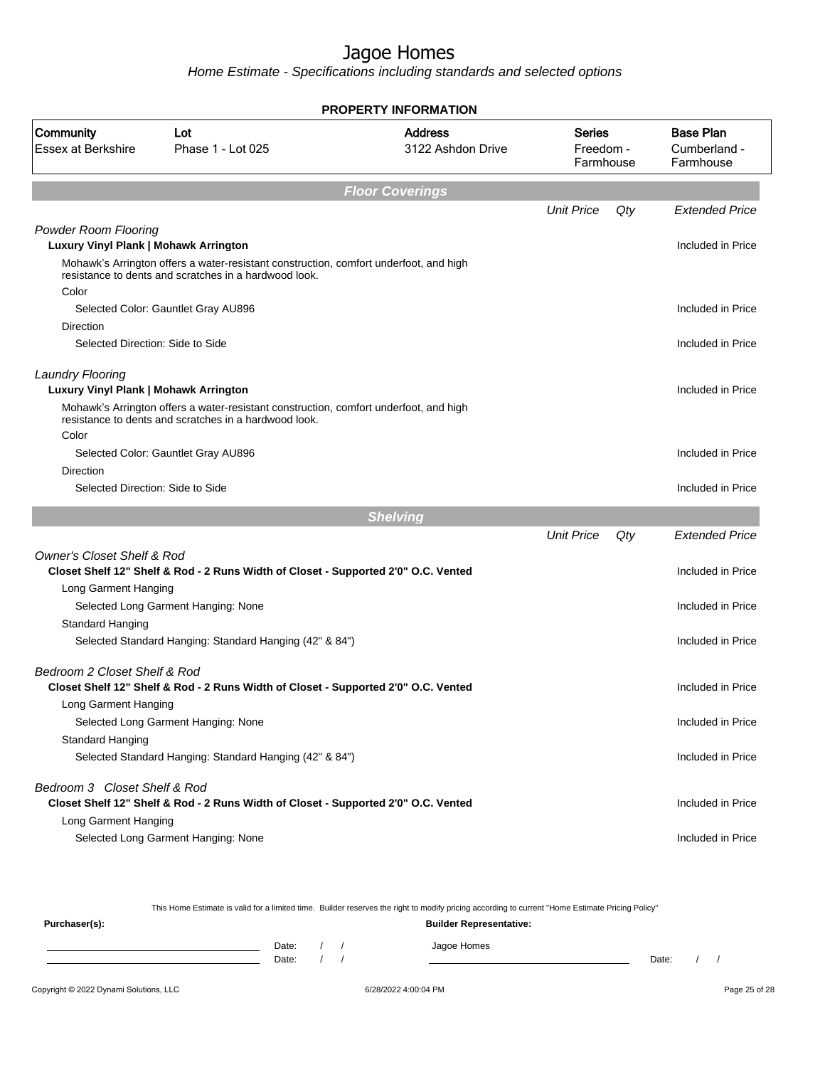# Jagoe Homes

*Home Estimate - Specifications including standards and selected options*

**PROPERTY INFORMATION**

| Community | Lot | Address | Series | Base Plan |
|---|---|---|---|---|
| Essex at Berkshire | Phase 1 - Lot 025 | 3122 Ashdon Drive | Freedom - Farmhouse | Cumberland - Farmhouse |

## Floor Coverings

| | Unit Price | Qty | Extended Price |
|---|---|---|---|
| *Powder Room Flooring* | | | |
| **Luxury Vinyl Plank \| Mohawk Arrington** | | | Included in Price |
| Mohawk's Arrington offers a water-resistant construction, comfort underfoot, and high resistance to dents and scratches in a hardwood look. | | | |
| Color | | | |
| Selected Color: Gauntlet Gray AU896 | | | Included in Price |
| Direction | | | |
| Selected Direction: Side to Side | | | Included in Price |
| *Laundry Flooring* | | | |
| **Luxury Vinyl Plank \| Mohawk Arrington** | | | Included in Price |
| Mohawk's Arrington offers a water-resistant construction, comfort underfoot, and high resistance to dents and scratches in a hardwood look. | | | |
| Color | | | |
| Selected Color: Gauntlet Gray AU896 | | | Included in Price |
| Direction | | | |
| Selected Direction: Side to Side | | | Included in Price |

## Shelving

| | Unit Price | Qty | Extended Price |
|---|---|---|---|
| *Owner's Closet Shelf & Rod* | | | |
| **Closet Shelf 12" Shelf & Rod - 2 Runs Width of Closet - Supported 2'0" O.C. Vented** | | | Included in Price |
| Long Garment Hanging | | | |
| Selected Long Garment Hanging: None | | | Included in Price |
| Standard Hanging | | | |
| Selected Standard Hanging: Standard Hanging (42" & 84") | | | Included in Price |
| *Bedroom 2 Closet Shelf & Rod* | | | |
| **Closet Shelf 12" Shelf & Rod - 2 Runs Width of Closet - Supported 2'0" O.C. Vented** | | | Included in Price |
| Long Garment Hanging | | | |
| Selected Long Garment Hanging: None | | | Included in Price |
| Standard Hanging | | | |
| Selected Standard Hanging: Standard Hanging (42" & 84") | | | Included in Price |
| *Bedroom 3 Closet Shelf & Rod* | | | |
| **Closet Shelf 12" Shelf & Rod - 2 Runs Width of Closet - Supported 2'0" O.C. Vented** | | | Included in Price |
| Long Garment Hanging | | | |
| Selected Long Garment Hanging: None | | | Included in Price |

This Home Estimate is valid for a limited time. Builder reserves the right to modify pricing according to current "Home Estimate Pricing Policy"

**Purchaser(s):** **Builder Representative:**

Date: / / Jagoe Homes

Date: / / Date: / /

Copyright © 2022 Dynami Solutions, LLC 6/28/2022 4:00:04 PM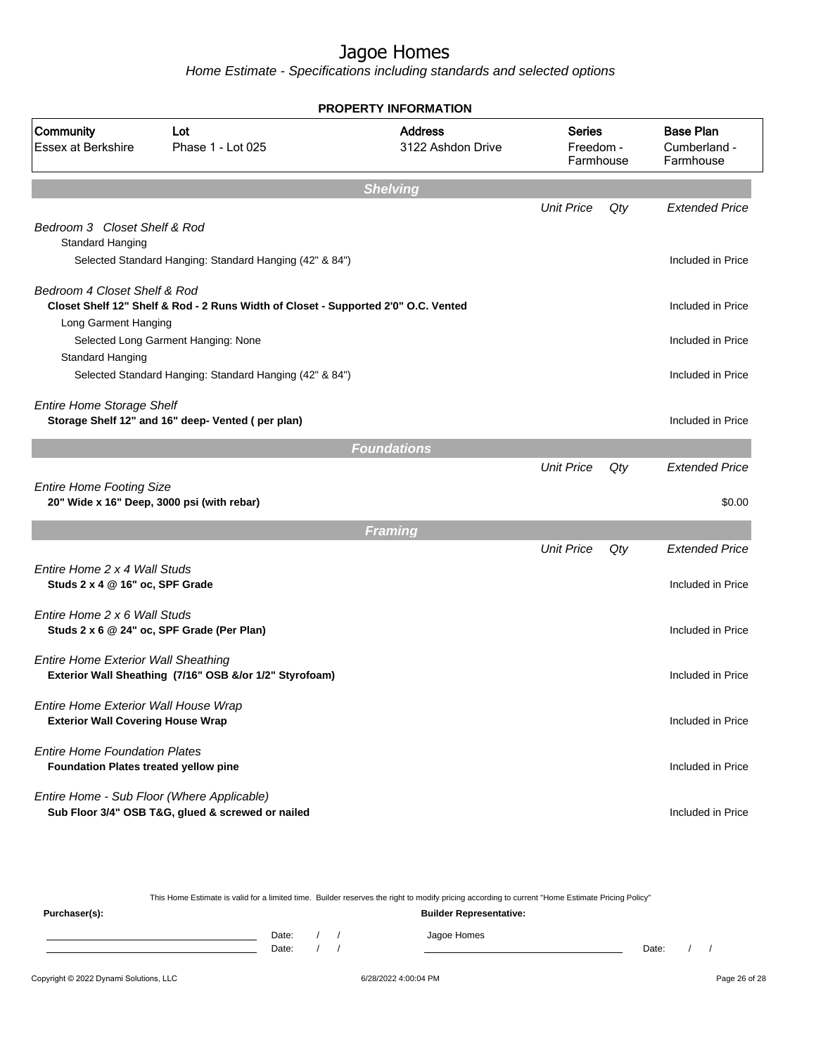# Jagoe Homes

*Home Estimate - Specifications including standards and selected options*

**PROPERTY INFORMATION**

| Community | Lot | Address | Series | Base Plan |
|---|---|---|---|---|
| Essex at Berkshire | Phase 1 - Lot 025 | 3122 Ashdon Drive | Freedom - Farmhouse | Cumberland - Farmhouse |

## Shelving

| | Unit Price | Qty | Extended Price |
|---|---|---|---|
| *Bedroom 3 Closet Shelf & Rod* | | | |
| Standard Hanging | | | |
| Selected Standard Hanging: Standard Hanging (42" & 84") | | | Included in Price |
| *Bedroom 4 Closet Shelf & Rod* | | | |
| **Closet Shelf 12" Shelf & Rod - 2 Runs Width of Closet - Supported 2'0" O.C. Vented** | | | Included in Price |
| Long Garment Hanging | | | |
| Selected Long Garment Hanging: None | | | Included in Price |
| Standard Hanging | | | |
| Selected Standard Hanging: Standard Hanging (42" & 84") | | | Included in Price |
| *Entire Home Storage Shelf* | | | |
| **Storage Shelf 12" and 16" deep- Vented ( per plan)** | | | Included in Price |

## Foundations

| | Unit Price | Qty | Extended Price |
|---|---|---|---|
| *Entire Home Footing Size* | | | |
| **20" Wide x 16" Deep, 3000 psi (with rebar)** | | | $0.00 |

## Framing

| | Unit Price | Qty | Extended Price |
|---|---|---|---|
| *Entire Home 2 x 4 Wall Studs* | | | |
| **Studs 2 x 4 @ 16" oc, SPF Grade** | | | Included in Price |
| *Entire Home 2 x 6 Wall Studs* | | | |
| **Studs 2 x 6 @ 24" oc, SPF Grade (Per Plan)** | | | Included in Price |
| *Entire Home Exterior Wall Sheathing* | | | |
| **Exterior Wall Sheathing (7/16" OSB &/or 1/2" Styrofoam)** | | | Included in Price |
| *Entire Home Exterior Wall House Wrap* | | | |
| **Exterior Wall Covering House Wrap** | | | Included in Price |
| *Entire Home Foundation Plates* | | | |
| **Foundation Plates treated yellow pine** | | | Included in Price |
| *Entire Home - Sub Floor (Where Applicable)* | | | |
| **Sub Floor 3/4" OSB T&G, glued & screwed or nailed** | | | Included in Price |

This Home Estimate is valid for a limited time. Builder reserves the right to modify pricing according to current "Home Estimate Pricing Policy"

**Purchaser(s):** Date: / / Date: / /

**Builder Representative:** Jagoe Homes Date: / /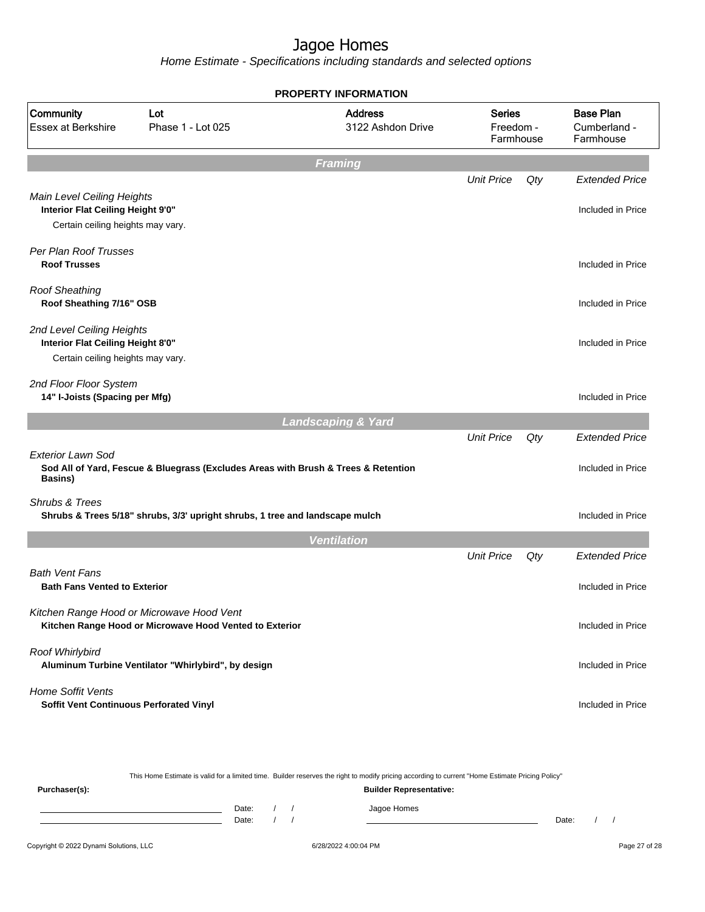# Jagoe Homes

*Home Estimate - Specifications including standards and selected options*

**PROPERTY INFORMATION**

| Community | Lot | Address | Series | Base Plan |
|---|---|---|---|---|
| Essex at Berkshire | Phase 1 - Lot 025 | 3122 Ashdon Drive | Freedom - Farmhouse | Cumberland - Farmhouse |

## Framing

| | Unit Price | Qty | Extended Price |
|---|---|---|---|
| *Main Level Ceiling Heights* | | | |
| **Interior Flat Ceiling Height 9'0"** | | | Included in Price |
| Certain ceiling heights may vary. | | | |
| *Per Plan Roof Trusses* | | | |
| **Roof Trusses** | | | Included in Price |
| *Roof Sheathing* | | | |
| **Roof Sheathing 7/16" OSB** | | | Included in Price |
| *2nd Level Ceiling Heights* | | | |
| **Interior Flat Ceiling Height 8'0"** | | | Included in Price |
| Certain ceiling heights may vary. | | | |
| *2nd Floor Floor System* | | | |
| **14" I-Joists (Spacing per Mfg)** | | | Included in Price |

## Landscaping & Yard

| | Unit Price | Qty | Extended Price |
|---|---|---|---|
| *Exterior Lawn Sod* | | | |
| **Sod All of Yard, Fescue & Bluegrass (Excludes Areas with Brush & Trees & Retention Basins)** | | | Included in Price |
| *Shrubs & Trees* | | | |
| **Shrubs & Trees 5/18" shrubs, 3/3' upright shrubs, 1 tree and landscape mulch** | | | Included in Price |

## Ventilation

| | Unit Price | Qty | Extended Price |
|---|---|---|---|
| *Bath Vent Fans* | | | |
| **Bath Fans Vented to Exterior** | | | Included in Price |
| *Kitchen Range Hood or Microwave Hood Vent* | | | |
| **Kitchen Range Hood or Microwave Hood Vented to Exterior** | | | Included in Price |
| *Roof Whirlybird* | | | |
| **Aluminum Turbine Ventilator "Whirlybird", by design** | | | Included in Price |
| *Home Soffit Vents* | | | |
| **Soffit Vent Continuous Perforated Vinyl** | | | Included in Price |

This Home Estimate is valid for a limited time. Builder reserves the right to modify pricing according to current "Home Estimate Pricing Policy"

**Purchaser(s):**

Date: / /

Date: / /

**Builder Representative:**

Jagoe Homes

Date: / /

Copyright © 2022 Dynami Solutions, LLC

6/28/2022 4:00:04 PM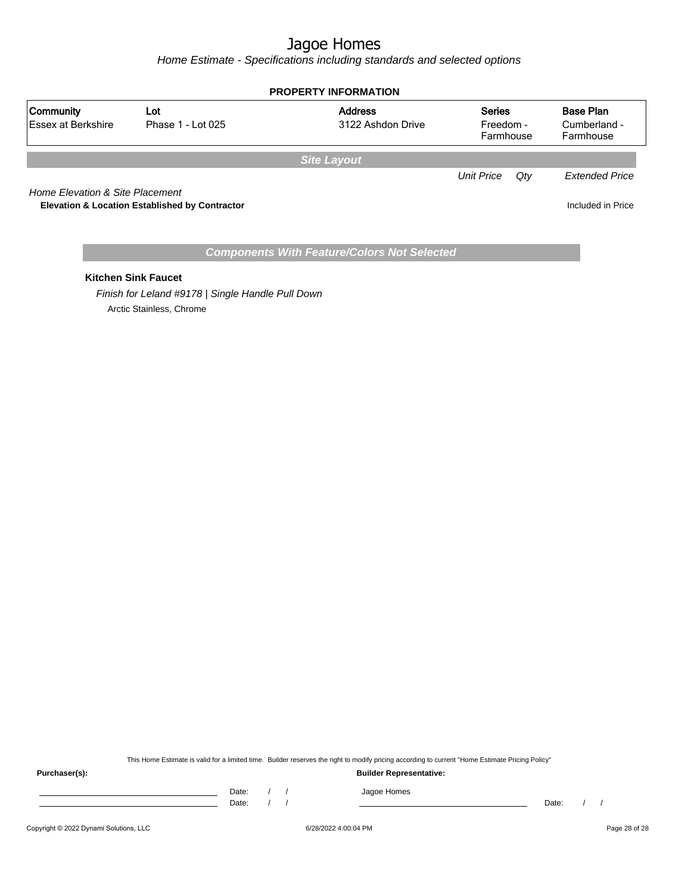# Jagoe Homes

*Home Estimate - Specifications including standards and selected options*

**PROPERTY INFORMATION**

| Community | Lot | Address | Series | Base Plan |
|---|---|---|---|---|
| Essex at Berkshire | Phase 1 - Lot 025 | 3122 Ashdon Drive | Freedom - Farmhouse | Cumberland - Farmhouse |

**Site Layout**

| | Unit Price | Qty | Extended Price |
|---|---|---|---|
| *Home Elevation & Site Placement* | | | |
| **Elevation & Location Established by Contractor** | | | Included in Price |

**Components With Feature/Colors Not Selected**

**Kitchen Sink Faucet**

*Finish for Leland #9178 | Single Handle Pull Down*

Arctic Stainless, Chrome

This Home Estimate is valid for a limited time. Builder reserves the right to modify pricing according to current "Home Estimate Pricing Policy"

**Purchaser(s):** Date: / / Date: / /

**Builder Representative:** Jagoe Homes Date: / /

Copyright © 2022 Dynami Solutions, LLC 6/28/2022 4:00:04 PM